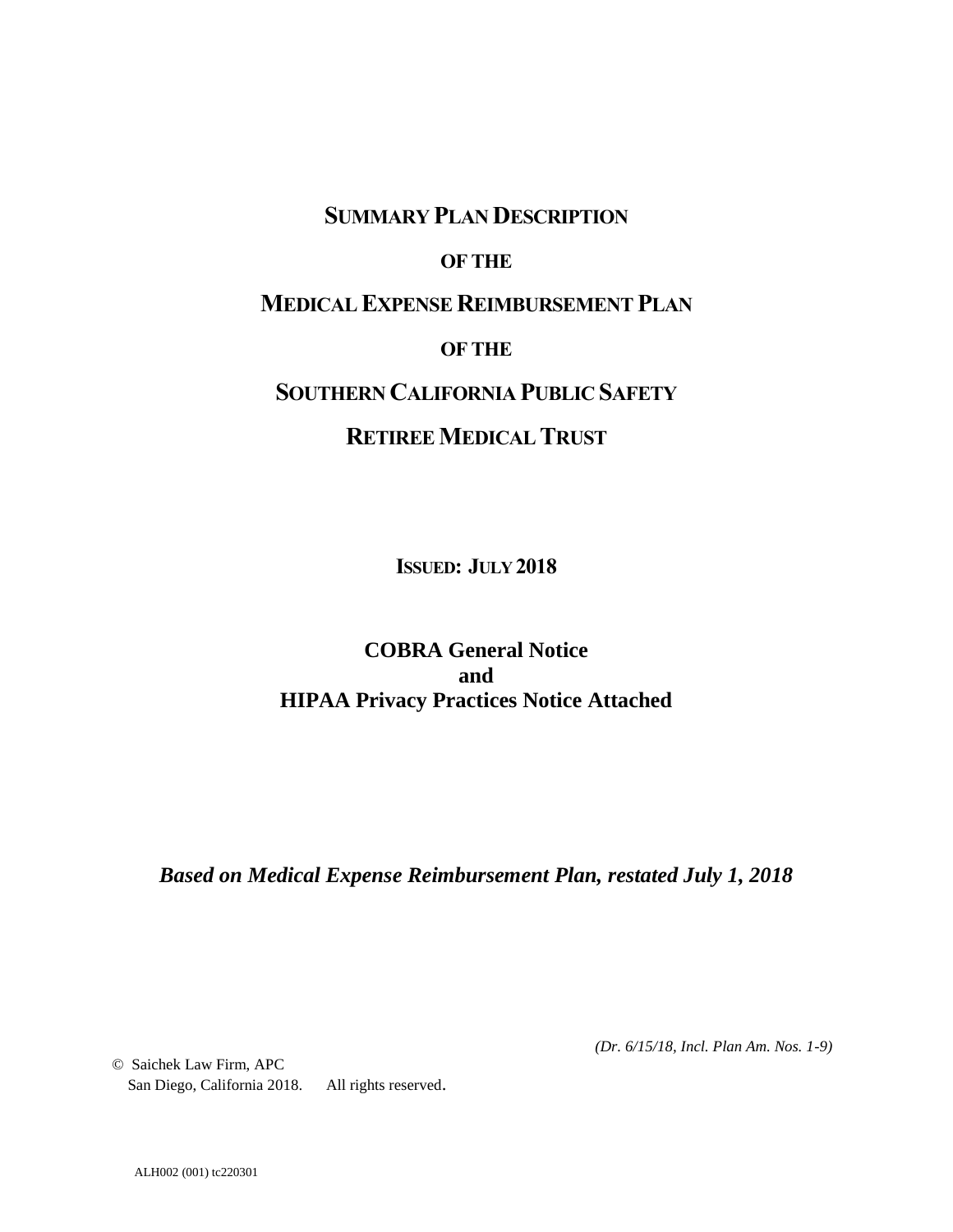# SUMMARY PLAN DESCRIPTION

## OF THE

# MEDICAL EXPENSE REIMBURSEMENT PLAN

## OF THE

# SOUTHERN CALIFORNIA PUBLIC SAFETY RETIREE MEDICAL TRUST

**ISSUED: JULY 2018**

**COBRA General Notice**
**and**
**HIPAA Privacy Practices Notice Attached**

***Based on Medical Expense Reimbursement Plan, restated July 1, 2018***

*(Dr. 6/15/18, Incl. Plan Am. Nos. 1-9)*

© Saichek Law Firm, APC
San Diego, California 2018. All rights reserved.

ALH002 (001) tc220301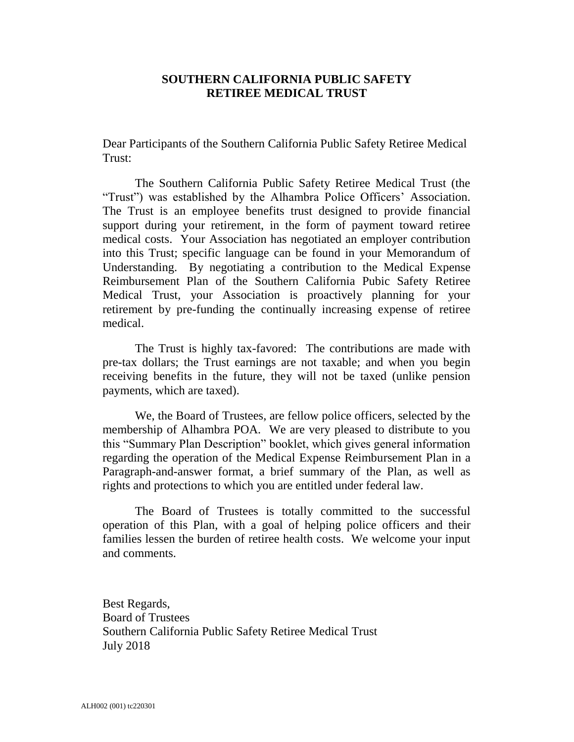**SOUTHERN CALIFORNIA PUBLIC SAFETY RETIREE MEDICAL TRUST**

Dear Participants of the Southern California Public Safety Retiree Medical Trust:

The Southern California Public Safety Retiree Medical Trust (the "Trust") was established by the Alhambra Police Officers' Association. The Trust is an employee benefits trust designed to provide financial support during your retirement, in the form of payment toward retiree medical costs. Your Association has negotiated an employer contribution into this Trust; specific language can be found in your Memorandum of Understanding. By negotiating a contribution to the Medical Expense Reimbursement Plan of the Southern California Pubic Safety Retiree Medical Trust, your Association is proactively planning for your retirement by pre-funding the continually increasing expense of retiree medical.

The Trust is highly tax-favored: The contributions are made with pre-tax dollars; the Trust earnings are not taxable; and when you begin receiving benefits in the future, they will not be taxed (unlike pension payments, which are taxed).

We, the Board of Trustees, are fellow police officers, selected by the membership of Alhambra POA. We are very pleased to distribute to you this "Summary Plan Description" booklet, which gives general information regarding the operation of the Medical Expense Reimbursement Plan in a Paragraph-and-answer format, a brief summary of the Plan, as well as rights and protections to which you are entitled under federal law.

The Board of Trustees is totally committed to the successful operation of this Plan, with a goal of helping police officers and their families lessen the burden of retiree health costs. We welcome your input and comments.

Best Regards,
Board of Trustees
Southern California Public Safety Retiree Medical Trust
July 2018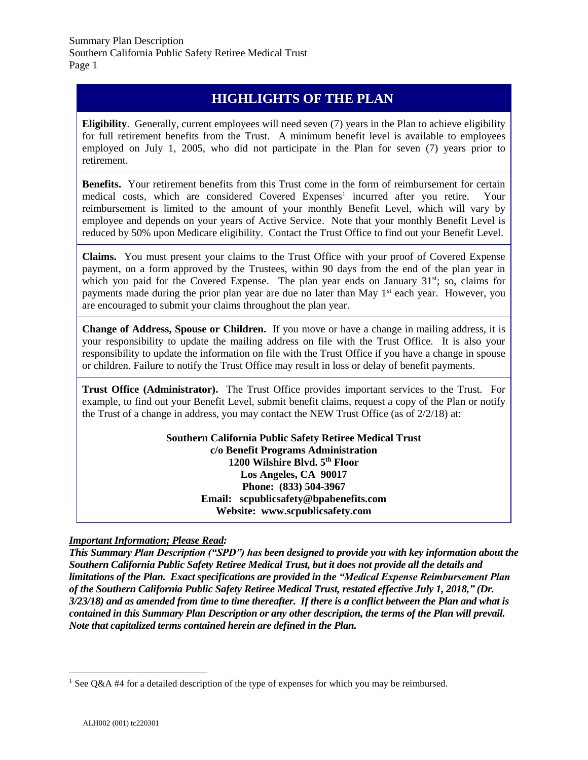# HIGHLIGHTS OF THE PLAN

**Eligibility**. Generally, current employees will need seven (7) years in the Plan to achieve eligibility for full retirement benefits from the Trust. A minimum benefit level is available to employees employed on July 1, 2005, who did not participate in the Plan for seven (7) years prior to retirement.

**Benefits.** Your retirement benefits from this Trust come in the form of reimbursement for certain medical costs, which are considered Covered Expenses[1] incurred after you retire. Your reimbursement is limited to the amount of your monthly Benefit Level, which will vary by employee and depends on your years of Active Service. Note that your monthly Benefit Level is reduced by 50% upon Medicare eligibility. Contact the Trust Office to find out your Benefit Level.

**Claims.** You must present your claims to the Trust Office with your proof of Covered Expense payment, on a form approved by the Trustees, within 90 days from the end of the plan year in which you paid for the Covered Expense. The plan year ends on January 31st; so, claims for payments made during the prior plan year are due no later than May 1st each year. However, you are encouraged to submit your claims throughout the plan year.

**Change of Address, Spouse or Children.** If you move or have a change in mailing address, it is your responsibility to update the mailing address on file with the Trust Office. It is also your responsibility to update the information on file with the Trust Office if you have a change in spouse or children. Failure to notify the Trust Office may result in loss or delay of benefit payments.

**Trust Office (Administrator).** The Trust Office provides important services to the Trust. For example, to find out your Benefit Level, submit benefit claims, request a copy of the Plan or notify the Trust of a change in address, you may contact the NEW Trust Office (as of 2/2/18) at:

**Southern California Public Safety Retiree Medical Trust**
**c/o Benefit Programs Administration**
**1200 Wilshire Blvd. 5th Floor**
**Los Angeles, CA 90017**
**Phone: (833) 504-3967**
**Email: scpublicsafety@bpabenefits.com**
**Website: www.scpublicsafety.com**

***Important Information; Please Read:***

***This Summary Plan Description ("SPD") has been designed to provide you with key information about the Southern California Public Safety Retiree Medical Trust, but it does not provide all the details and limitations of the Plan. Exact specifications are provided in the "Medical Expense Reimbursement Plan of the Southern California Public Safety Retiree Medical Trust, restated effective July 1, 2018," (Dr. 3/23/18) and as amended from time to time thereafter. If there is a conflict between the Plan and what is contained in this Summary Plan Description or any other description, the terms of the Plan will prevail. Note that capitalized terms contained herein are defined in the Plan.***

---

[1] See Q&A #4 for a detailed description of the type of expenses for which you may be reimbursed.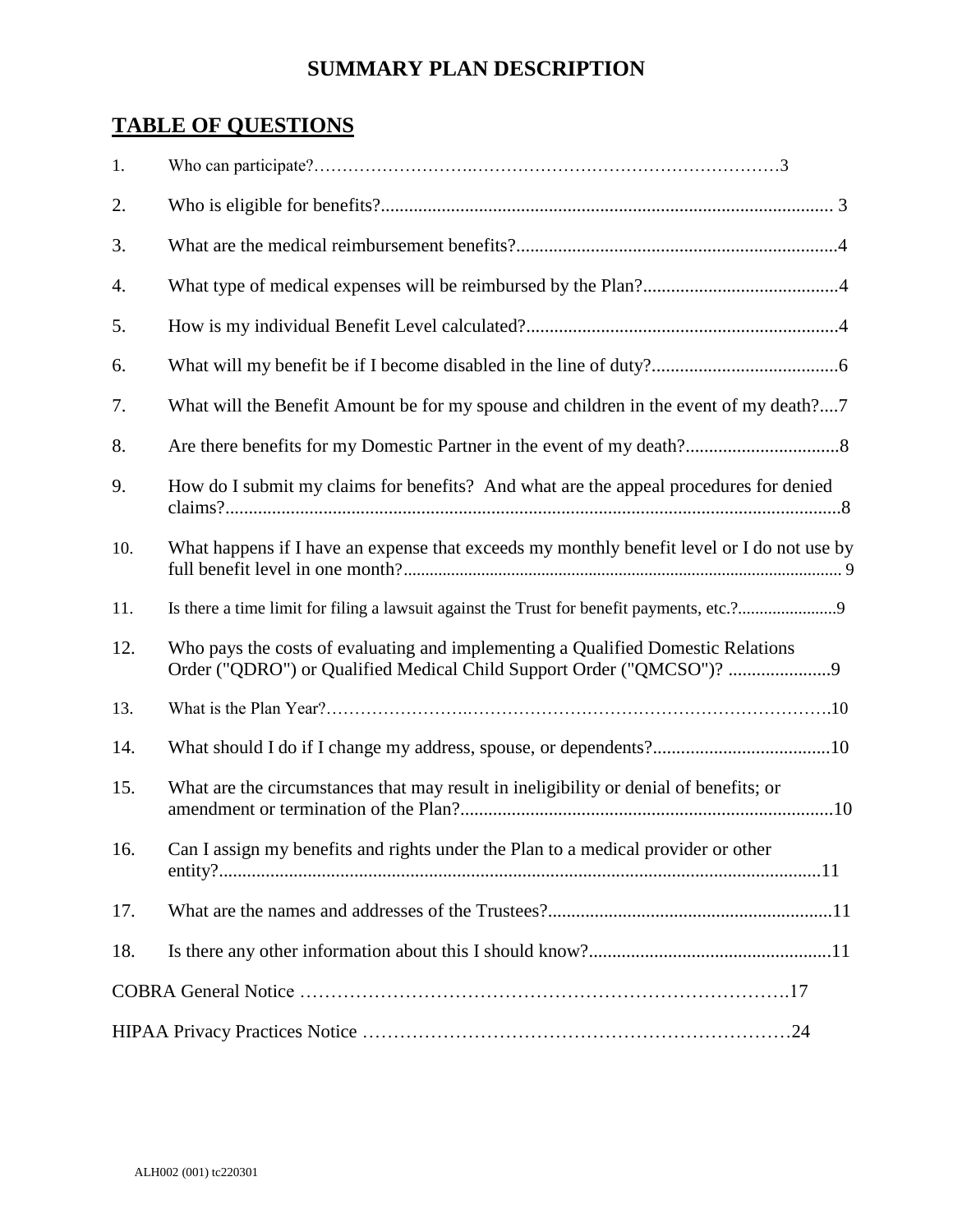# SUMMARY PLAN DESCRIPTION

## TABLE OF QUESTIONS

1. Who can participate?……………………….………………………………………………3
2. Who is eligible for benefits?................................................................................................. 3
3. What are the medical reimbursement benefits?.....................................................................4
4. What type of medical expenses will be reimbursed by the Plan?..........................................4
5. How is my individual Benefit Level calculated?...................................................................4
6. What will my benefit be if I become disabled in the line of duty?........................................6
7. What will the Benefit Amount be for my spouse and children in the event of my death?....7
8. Are there benefits for my Domestic Partner in the event of my death?.................................8
9. How do I submit my claims for benefits? And what are the appeal procedures for denied claims?....................................................................................................................................8
10. What happens if I have an expense that exceeds my monthly benefit level or I do not use by full benefit level in one month?..................................................................................................... 9
11. Is there a time limit for filing a lawsuit against the Trust for benefit payments, etc.?.......................9
12. Who pays the costs of evaluating and implementing a Qualified Domestic Relations Order ("QDRO") or Qualified Medical Child Support Order ("QMCSO")? ......................9
13. What is the Plan Year?……………………….…………………………………………………….10
14. What should I do if I change my address, spouse, or dependents?.......................................10
15. What are the circumstances that may result in ineligibility or denial of benefits; or amendment or termination of the Plan?................................................................................10
16. Can I assign my benefits and rights under the Plan to a medical provider or other entity?.................................................................................................................................11
17. What are the names and addresses of the Trustees?.............................................................11
18. Is there any other information about this I should know?....................................................11

COBRA General Notice ………………………………………………………………….17

HIPAA Privacy Practices Notice …………………………………………………………24

ALH002 (001) tc220301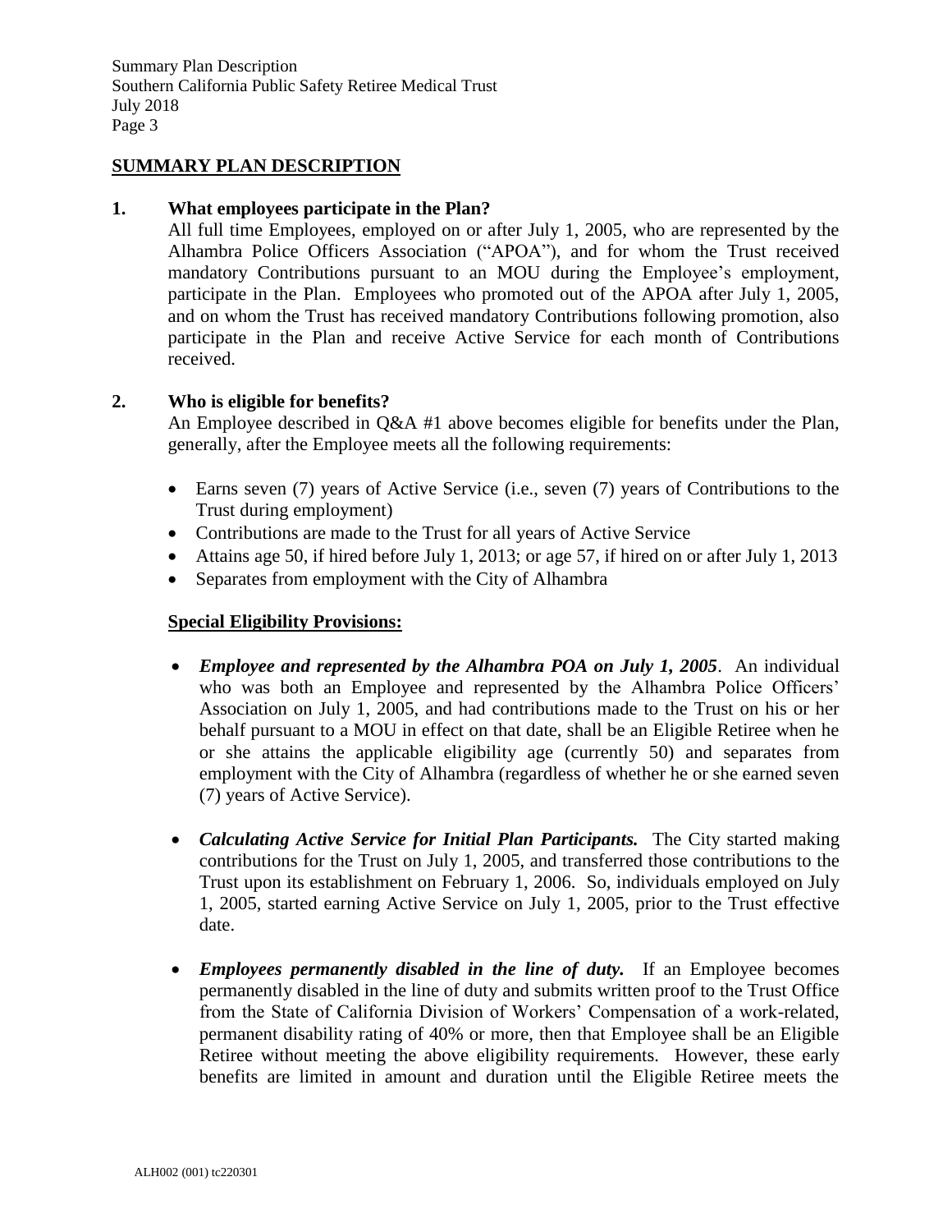## SUMMARY PLAN DESCRIPTION

**1. What employees participate in the Plan?**

All full time Employees, employed on or after July 1, 2005, who are represented by the Alhambra Police Officers Association ("APOA"), and for whom the Trust received mandatory Contributions pursuant to an MOU during the Employee's employment, participate in the Plan. Employees who promoted out of the APOA after July 1, 2005, and on whom the Trust has received mandatory Contributions following promotion, also participate in the Plan and receive Active Service for each month of Contributions received.

**2. Who is eligible for benefits?**

An Employee described in Q&A #1 above becomes eligible for benefits under the Plan, generally, after the Employee meets all the following requirements:

- Earns seven (7) years of Active Service (i.e., seven (7) years of Contributions to the Trust during employment)
- Contributions are made to the Trust for all years of Active Service
- Attains age 50, if hired before July 1, 2013; or age 57, if hired on or after July 1, 2013
- Separates from employment with the City of Alhambra

**Special Eligibility Provisions:**

- ***Employee and represented by the Alhambra POA on July 1, 2005***. An individual who was both an Employee and represented by the Alhambra Police Officers' Association on July 1, 2005, and had contributions made to the Trust on his or her behalf pursuant to a MOU in effect on that date, shall be an Eligible Retiree when he or she attains the applicable eligibility age (currently 50) and separates from employment with the City of Alhambra (regardless of whether he or she earned seven (7) years of Active Service).

- ***Calculating Active Service for Initial Plan Participants.*** The City started making contributions for the Trust on July 1, 2005, and transferred those contributions to the Trust upon its establishment on February 1, 2006. So, individuals employed on July 1, 2005, started earning Active Service on July 1, 2005, prior to the Trust effective date.

- ***Employees permanently disabled in the line of duty.*** If an Employee becomes permanently disabled in the line of duty and submits written proof to the Trust Office from the State of California Division of Workers' Compensation of a work-related, permanent disability rating of 40% or more, then that Employee shall be an Eligible Retiree without meeting the above eligibility requirements. However, these early benefits are limited in amount and duration until the Eligible Retiree meets the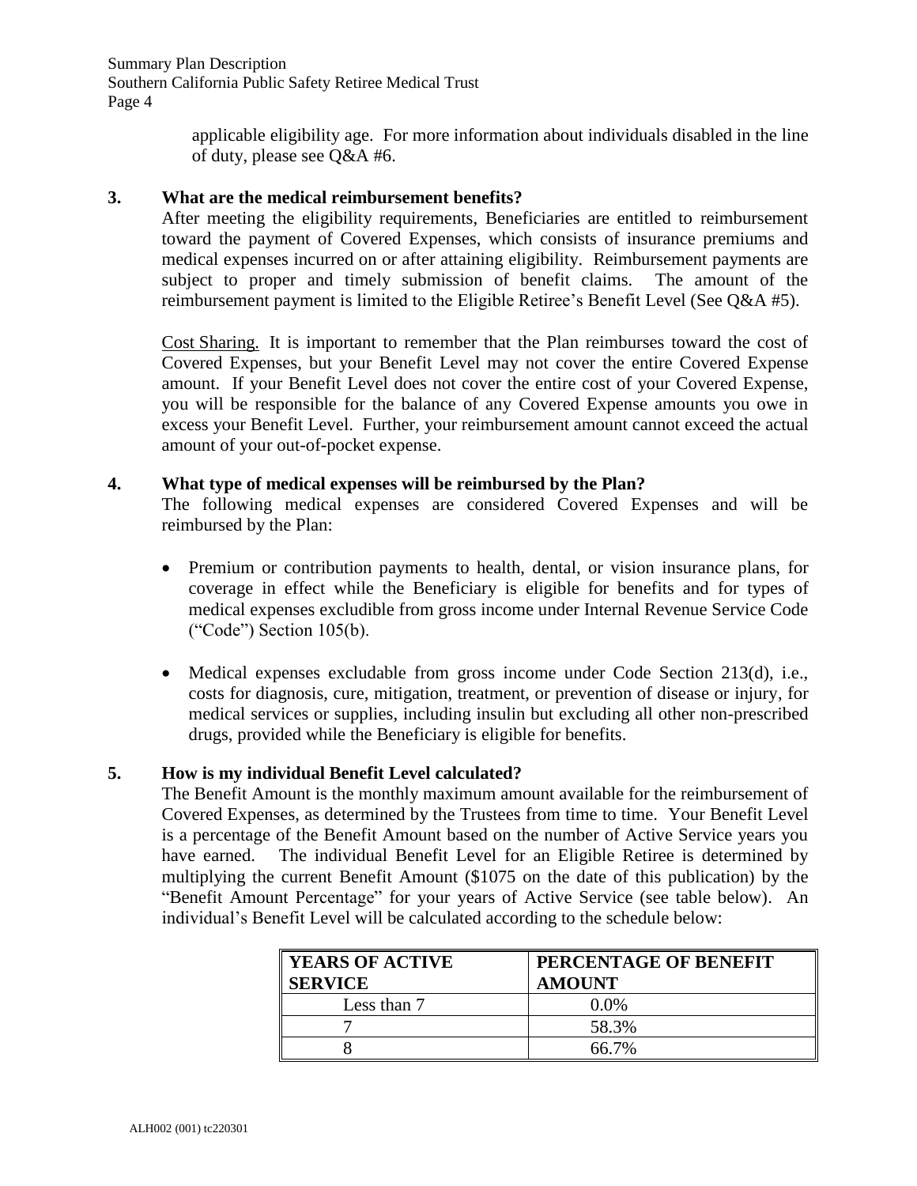applicable eligibility age. For more information about individuals disabled in the line of duty, please see Q&A #6.

**3. What are the medical reimbursement benefits?**

After meeting the eligibility requirements, Beneficiaries are entitled to reimbursement toward the payment of Covered Expenses, which consists of insurance premiums and medical expenses incurred on or after attaining eligibility. Reimbursement payments are subject to proper and timely submission of benefit claims. The amount of the reimbursement payment is limited to the Eligible Retiree's Benefit Level (See Q&A #5).

Cost Sharing. It is important to remember that the Plan reimburses toward the cost of Covered Expenses, but your Benefit Level may not cover the entire Covered Expense amount. If your Benefit Level does not cover the entire cost of your Covered Expense, you will be responsible for the balance of any Covered Expense amounts you owe in excess your Benefit Level. Further, your reimbursement amount cannot exceed the actual amount of your out-of-pocket expense.

**4. What type of medical expenses will be reimbursed by the Plan?**

The following medical expenses are considered Covered Expenses and will be reimbursed by the Plan:

- Premium or contribution payments to health, dental, or vision insurance plans, for coverage in effect while the Beneficiary is eligible for benefits and for types of medical expenses excludible from gross income under Internal Revenue Service Code ("Code") Section 105(b).

- Medical expenses excludable from gross income under Code Section 213(d), i.e., costs for diagnosis, cure, mitigation, treatment, or prevention of disease or injury, for medical services or supplies, including insulin but excluding all other non-prescribed drugs, provided while the Beneficiary is eligible for benefits.

**5. How is my individual Benefit Level calculated?**

The Benefit Amount is the monthly maximum amount available for the reimbursement of Covered Expenses, as determined by the Trustees from time to time. Your Benefit Level is a percentage of the Benefit Amount based on the number of Active Service years you have earned. The individual Benefit Level for an Eligible Retiree is determined by multiplying the current Benefit Amount ($1075 on the date of this publication) by the "Benefit Amount Percentage" for your years of Active Service (see table below). An individual's Benefit Level will be calculated according to the schedule below:

| YEARS OF ACTIVE SERVICE | PERCENTAGE OF BENEFIT AMOUNT |
|---|---|
| Less than 7 | 0.0% |
| 7 | 58.3% |
| 8 | 66.7% |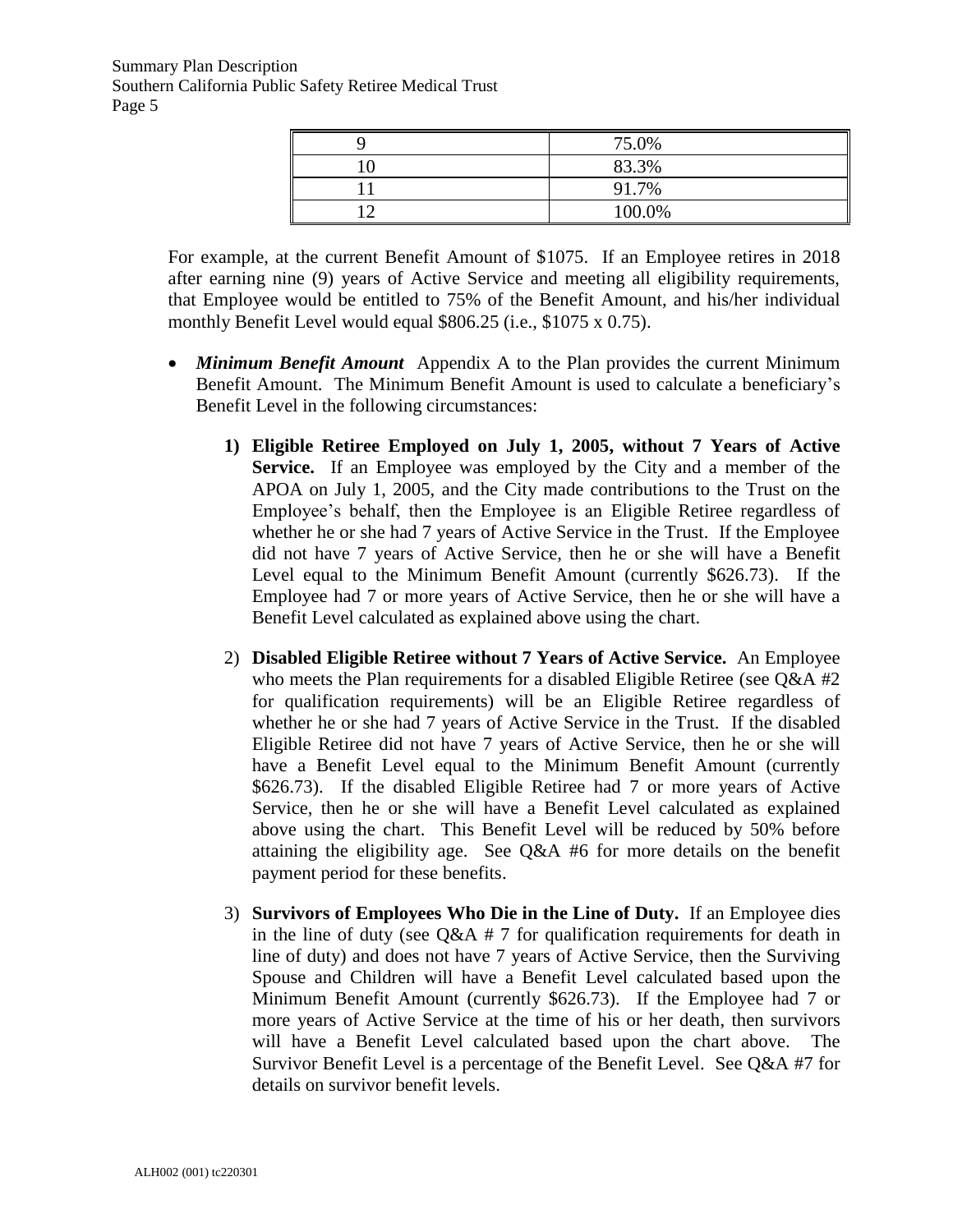| 9 | 75.0% |
|---|---|
| 10 | 83.3% |
| 11 | 91.7% |
| 12 | 100.0% |

For example, at the current Benefit Amount of $1075. If an Employee retires in 2018 after earning nine (9) years of Active Service and meeting all eligibility requirements, that Employee would be entitled to 75% of the Benefit Amount, and his/her individual monthly Benefit Level would equal $806.25 (i.e., $1075 x 0.75).

- ***Minimum Benefit Amount*** Appendix A to the Plan provides the current Minimum Benefit Amount. The Minimum Benefit Amount is used to calculate a beneficiary's Benefit Level in the following circumstances:

    1) **Eligible Retiree Employed on July 1, 2005, without 7 Years of Active Service.** If an Employee was employed by the City and a member of the APOA on July 1, 2005, and the City made contributions to the Trust on the Employee's behalf, then the Employee is an Eligible Retiree regardless of whether he or she had 7 years of Active Service in the Trust. If the Employee did not have 7 years of Active Service, then he or she will have a Benefit Level equal to the Minimum Benefit Amount (currently $626.73). If the Employee had 7 or more years of Active Service, then he or she will have a Benefit Level calculated as explained above using the chart.

    2) **Disabled Eligible Retiree without 7 Years of Active Service.** An Employee who meets the Plan requirements for a disabled Eligible Retiree (see Q&A #2 for qualification requirements) will be an Eligible Retiree regardless of whether he or she had 7 years of Active Service in the Trust. If the disabled Eligible Retiree did not have 7 years of Active Service, then he or she will have a Benefit Level equal to the Minimum Benefit Amount (currently $626.73). If the disabled Eligible Retiree had 7 or more years of Active Service, then he or she will have a Benefit Level calculated as explained above using the chart. This Benefit Level will be reduced by 50% before attaining the eligibility age. See Q&A #6 for more details on the benefit payment period for these benefits.

    3) **Survivors of Employees Who Die in the Line of Duty.** If an Employee dies in the line of duty (see Q&A # 7 for qualification requirements for death in line of duty) and does not have 7 years of Active Service, then the Surviving Spouse and Children will have a Benefit Level calculated based upon the Minimum Benefit Amount (currently $626.73). If the Employee had 7 or more years of Active Service at the time of his or her death, then survivors will have a Benefit Level calculated based upon the chart above. The Survivor Benefit Level is a percentage of the Benefit Level. See Q&A #7 for details on survivor benefit levels.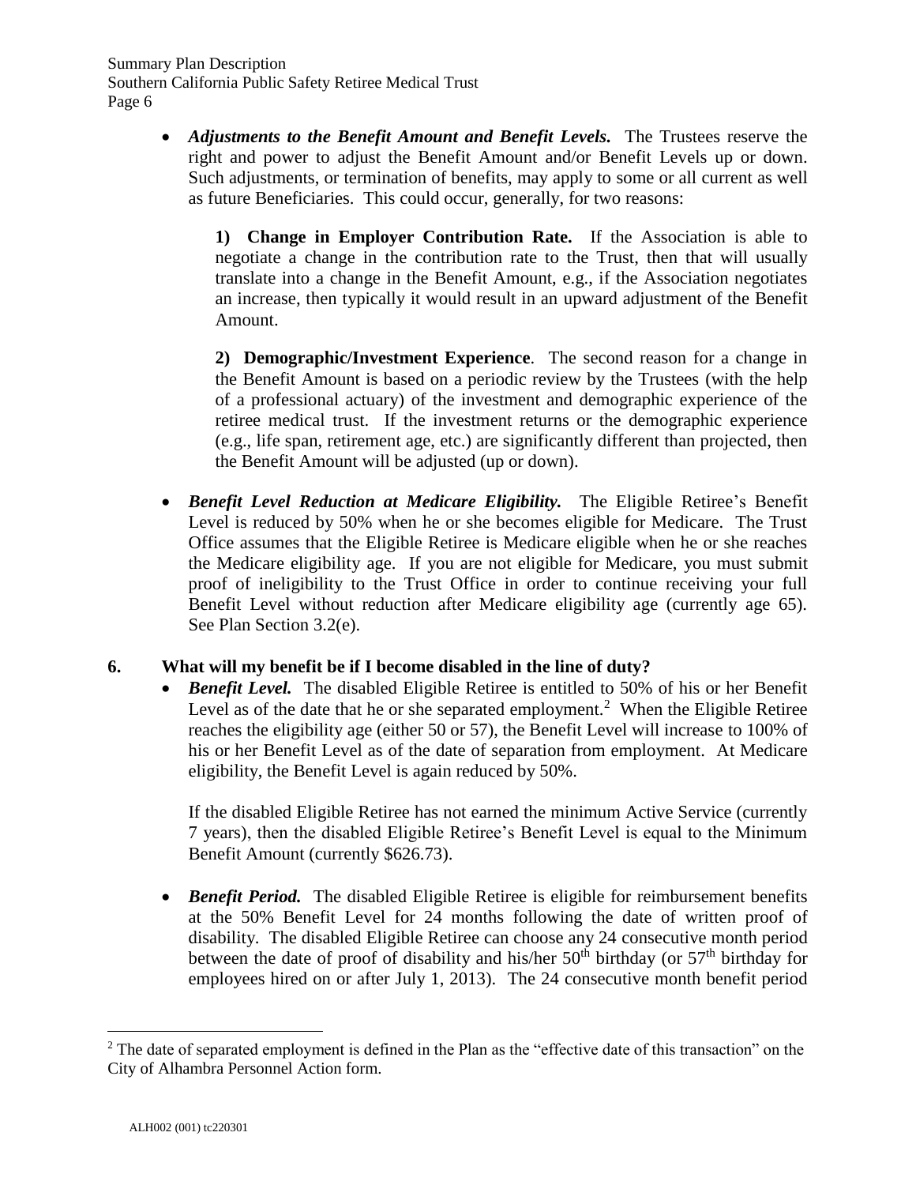- ***Adjustments to the Benefit Amount and Benefit Levels.*** The Trustees reserve the right and power to adjust the Benefit Amount and/or Benefit Levels up or down. Such adjustments, or termination of benefits, may apply to some or all current as well as future Beneficiaries. This could occur, generally, for two reasons:

  **1) Change in Employer Contribution Rate.** If the Association is able to negotiate a change in the contribution rate to the Trust, then that will usually translate into a change in the Benefit Amount, e.g., if the Association negotiates an increase, then typically it would result in an upward adjustment of the Benefit Amount.

  **2) Demographic/Investment Experience**. The second reason for a change in the Benefit Amount is based on a periodic review by the Trustees (with the help of a professional actuary) of the investment and demographic experience of the retiree medical trust. If the investment returns or the demographic experience (e.g., life span, retirement age, etc.) are significantly different than projected, then the Benefit Amount will be adjusted (up or down).

- ***Benefit Level Reduction at Medicare Eligibility.*** The Eligible Retiree's Benefit Level is reduced by 50% when he or she becomes eligible for Medicare. The Trust Office assumes that the Eligible Retiree is Medicare eligible when he or she reaches the Medicare eligibility age. If you are not eligible for Medicare, you must submit proof of ineligibility to the Trust Office in order to continue receiving your full Benefit Level without reduction after Medicare eligibility age (currently age 65). See Plan Section 3.2(e).

## 6. What will my benefit be if I become disabled in the line of duty?

- ***Benefit Level.*** The disabled Eligible Retiree is entitled to 50% of his or her Benefit Level as of the date that he or she separated employment.[2] When the Eligible Retiree reaches the eligibility age (either 50 or 57), the Benefit Level will increase to 100% of his or her Benefit Level as of the date of separation from employment. At Medicare eligibility, the Benefit Level is again reduced by 50%.

  If the disabled Eligible Retiree has not earned the minimum Active Service (currently 7 years), then the disabled Eligible Retiree's Benefit Level is equal to the Minimum Benefit Amount (currently $626.73).

- ***Benefit Period.*** The disabled Eligible Retiree is eligible for reimbursement benefits at the 50% Benefit Level for 24 months following the date of written proof of disability. The disabled Eligible Retiree can choose any 24 consecutive month period between the date of proof of disability and his/her 50th birthday (or 57th birthday for employees hired on or after July 1, 2013). The 24 consecutive month benefit period

[2] The date of separated employment is defined in the Plan as the "effective date of this transaction" on the City of Alhambra Personnel Action form.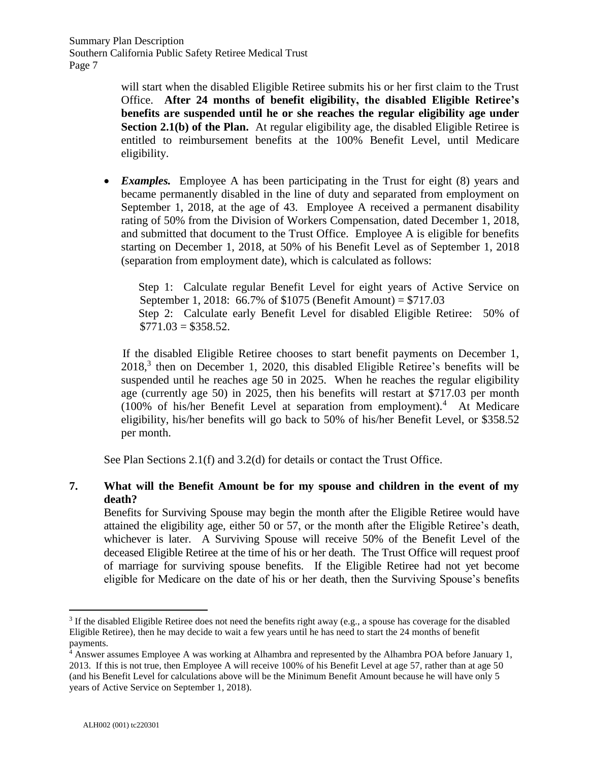will start when the disabled Eligible Retiree submits his or her first claim to the Trust Office. **After 24 months of benefit eligibility, the disabled Eligible Retiree's benefits are suspended until he or she reaches the regular eligibility age under Section 2.1(b) of the Plan.** At regular eligibility age, the disabled Eligible Retiree is entitled to reimbursement benefits at the 100% Benefit Level, until Medicare eligibility.

- ***Examples.*** Employee A has been participating in the Trust for eight (8) years and became permanently disabled in the line of duty and separated from employment on September 1, 2018, at the age of 43. Employee A received a permanent disability rating of 50% from the Division of Workers Compensation, dated December 1, 2018, and submitted that document to the Trust Office. Employee A is eligible for benefits starting on December 1, 2018, at 50% of his Benefit Level as of September 1, 2018 (separation from employment date), which is calculated as follows:

  Step 1: Calculate regular Benefit Level for eight years of Active Service on September 1, 2018: 66.7% of $1075 (Benefit Amount) = $717.03
  Step 2: Calculate early Benefit Level for disabled Eligible Retiree: 50% of $771.03 = $358.52.

  If the disabled Eligible Retiree chooses to start benefit payments on December 1, 2018,[3] then on December 1, 2020, this disabled Eligible Retiree's benefits will be suspended until he reaches age 50 in 2025. When he reaches the regular eligibility age (currently age 50) in 2025, then his benefits will restart at $717.03 per month (100% of his/her Benefit Level at separation from employment).[4] At Medicare eligibility, his/her benefits will go back to 50% of his/her Benefit Level, or $358.52 per month.

See Plan Sections 2.1(f) and 3.2(d) for details or contact the Trust Office.

**7. What will the Benefit Amount be for my spouse and children in the event of my death?**

Benefits for Surviving Spouse may begin the month after the Eligible Retiree would have attained the eligibility age, either 50 or 57, or the month after the Eligible Retiree's death, whichever is later. A Surviving Spouse will receive 50% of the Benefit Level of the deceased Eligible Retiree at the time of his or her death. The Trust Office will request proof of marriage for surviving spouse benefits. If the Eligible Retiree had not yet become eligible for Medicare on the date of his or her death, then the Surviving Spouse's benefits

---

[3] If the disabled Eligible Retiree does not need the benefits right away (e.g., a spouse has coverage for the disabled Eligible Retiree), then he may decide to wait a few years until he has need to start the 24 months of benefit payments.

[4] Answer assumes Employee A was working at Alhambra and represented by the Alhambra POA before January 1, 2013. If this is not true, then Employee A will receive 100% of his Benefit Level at age 57, rather than at age 50 (and his Benefit Level for calculations above will be the Minimum Benefit Amount because he will have only 5 years of Active Service on September 1, 2018).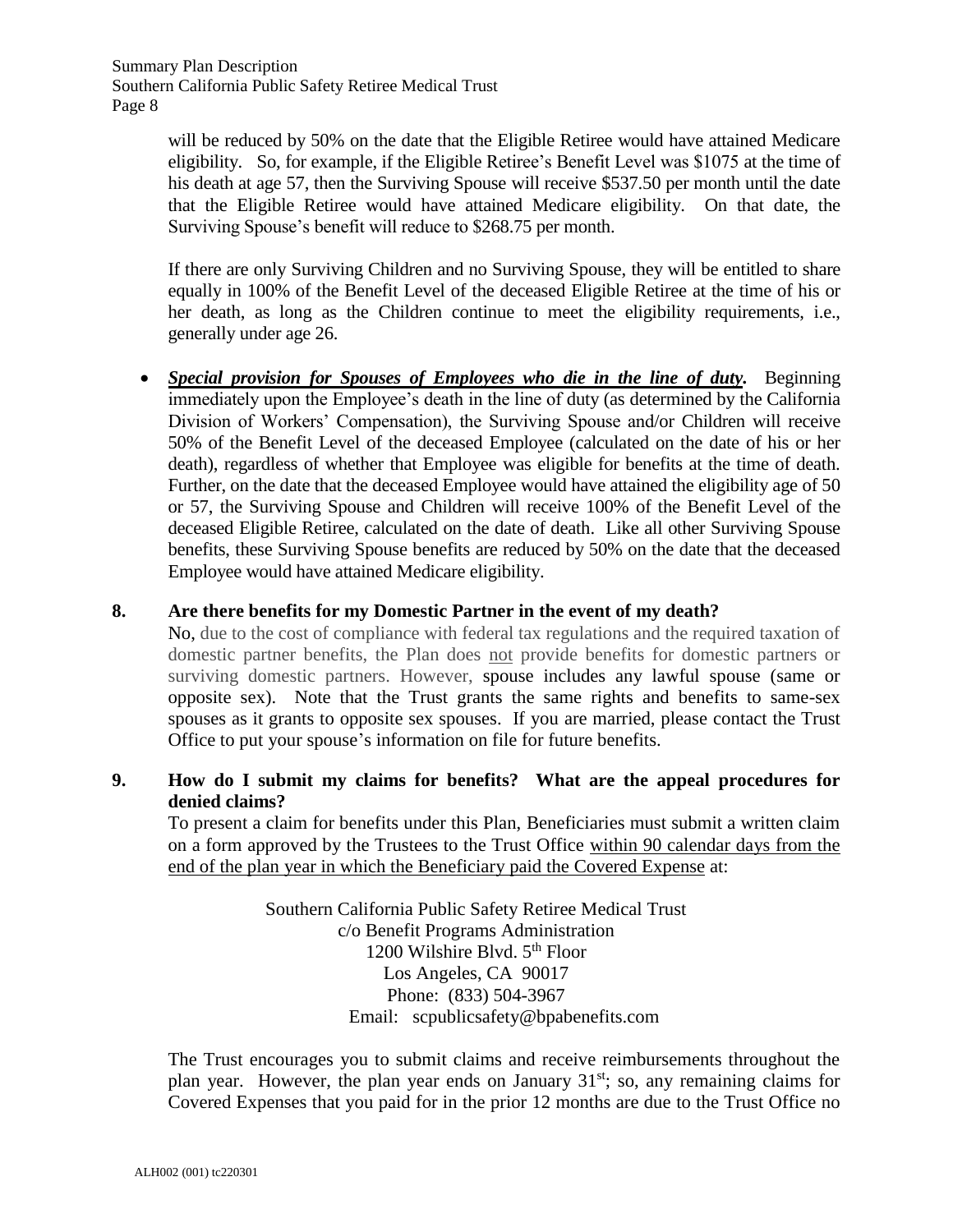will be reduced by 50% on the date that the Eligible Retiree would have attained Medicare eligibility. So, for example, if the Eligible Retiree's Benefit Level was $1075 at the time of his death at age 57, then the Surviving Spouse will receive $537.50 per month until the date that the Eligible Retiree would have attained Medicare eligibility. On that date, the Surviving Spouse's benefit will reduce to $268.75 per month.

If there are only Surviving Children and no Surviving Spouse, they will be entitled to share equally in 100% of the Benefit Level of the deceased Eligible Retiree at the time of his or her death, as long as the Children continue to meet the eligibility requirements, i.e., generally under age 26.

- ***Special provision for Spouses of Employees who die in the line of duty.*** Beginning immediately upon the Employee's death in the line of duty (as determined by the California Division of Workers' Compensation), the Surviving Spouse and/or Children will receive 50% of the Benefit Level of the deceased Employee (calculated on the date of his or her death), regardless of whether that Employee was eligible for benefits at the time of death. Further, on the date that the deceased Employee would have attained the eligibility age of 50 or 57, the Surviving Spouse and Children will receive 100% of the Benefit Level of the deceased Eligible Retiree, calculated on the date of death. Like all other Surviving Spouse benefits, these Surviving Spouse benefits are reduced by 50% on the date that the deceased Employee would have attained Medicare eligibility.

## 8. Are there benefits for my Domestic Partner in the event of my death?

No, due to the cost of compliance with federal tax regulations and the required taxation of domestic partner benefits, the Plan does not provide benefits for domestic partners or surviving domestic partners. However, spouse includes any lawful spouse (same or opposite sex). Note that the Trust grants the same rights and benefits to same-sex spouses as it grants to opposite sex spouses. If you are married, please contact the Trust Office to put your spouse's information on file for future benefits.

## 9. How do I submit my claims for benefits? What are the appeal procedures for denied claims?

To present a claim for benefits under this Plan, Beneficiaries must submit a written claim on a form approved by the Trustees to the Trust Office within 90 calendar days from the end of the plan year in which the Beneficiary paid the Covered Expense at:

Southern California Public Safety Retiree Medical Trust
c/o Benefit Programs Administration
1200 Wilshire Blvd. 5th Floor
Los Angeles, CA 90017
Phone: (833) 504-3967
Email: scpublicsafety@bpabenefits.com

The Trust encourages you to submit claims and receive reimbursements throughout the plan year. However, the plan year ends on January 31st; so, any remaining claims for Covered Expenses that you paid for in the prior 12 months are due to the Trust Office no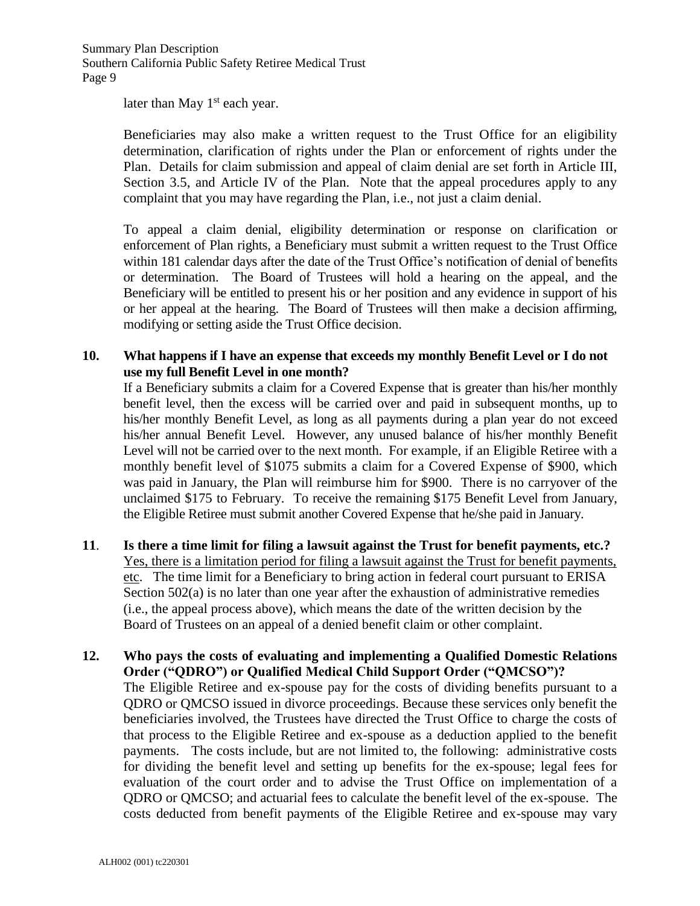later than May 1st each year.

Beneficiaries may also make a written request to the Trust Office for an eligibility determination, clarification of rights under the Plan or enforcement of rights under the Plan. Details for claim submission and appeal of claim denial are set forth in Article III, Section 3.5, and Article IV of the Plan. Note that the appeal procedures apply to any complaint that you may have regarding the Plan, i.e., not just a claim denial.

To appeal a claim denial, eligibility determination or response on clarification or enforcement of Plan rights, a Beneficiary must submit a written request to the Trust Office within 181 calendar days after the date of the Trust Office's notification of denial of benefits or determination. The Board of Trustees will hold a hearing on the appeal, and the Beneficiary will be entitled to present his or her position and any evidence in support of his or her appeal at the hearing. The Board of Trustees will then make a decision affirming, modifying or setting aside the Trust Office decision.

**10. What happens if I have an expense that exceeds my monthly Benefit Level or I do not use my full Benefit Level in one month?**

If a Beneficiary submits a claim for a Covered Expense that is greater than his/her monthly benefit level, then the excess will be carried over and paid in subsequent months, up to his/her monthly Benefit Level, as long as all payments during a plan year do not exceed his/her annual Benefit Level. However, any unused balance of his/her monthly Benefit Level will not be carried over to the next month. For example, if an Eligible Retiree with a monthly benefit level of $1075 submits a claim for a Covered Expense of $900, which was paid in January, the Plan will reimburse him for $900. There is no carryover of the unclaimed $175 to February. To receive the remaining $175 Benefit Level from January, the Eligible Retiree must submit another Covered Expense that he/she paid in January.

**11. Is there a time limit for filing a lawsuit against the Trust for benefit payments, etc.?**

Yes, there is a limitation period for filing a lawsuit against the Trust for benefit payments, etc. The time limit for a Beneficiary to bring action in federal court pursuant to ERISA Section 502(a) is no later than one year after the exhaustion of administrative remedies (i.e., the appeal process above), which means the date of the written decision by the Board of Trustees on an appeal of a denied benefit claim or other complaint.

**12. Who pays the costs of evaluating and implementing a Qualified Domestic Relations Order ("QDRO") or Qualified Medical Child Support Order ("QMCSO")?**

The Eligible Retiree and ex-spouse pay for the costs of dividing benefits pursuant to a QDRO or QMCSO issued in divorce proceedings. Because these services only benefit the beneficiaries involved, the Trustees have directed the Trust Office to charge the costs of that process to the Eligible Retiree and ex-spouse as a deduction applied to the benefit payments. The costs include, but are not limited to, the following: administrative costs for dividing the benefit level and setting up benefits for the ex-spouse; legal fees for evaluation of the court order and to advise the Trust Office on implementation of a QDRO or QMCSO; and actuarial fees to calculate the benefit level of the ex-spouse. The costs deducted from benefit payments of the Eligible Retiree and ex-spouse may vary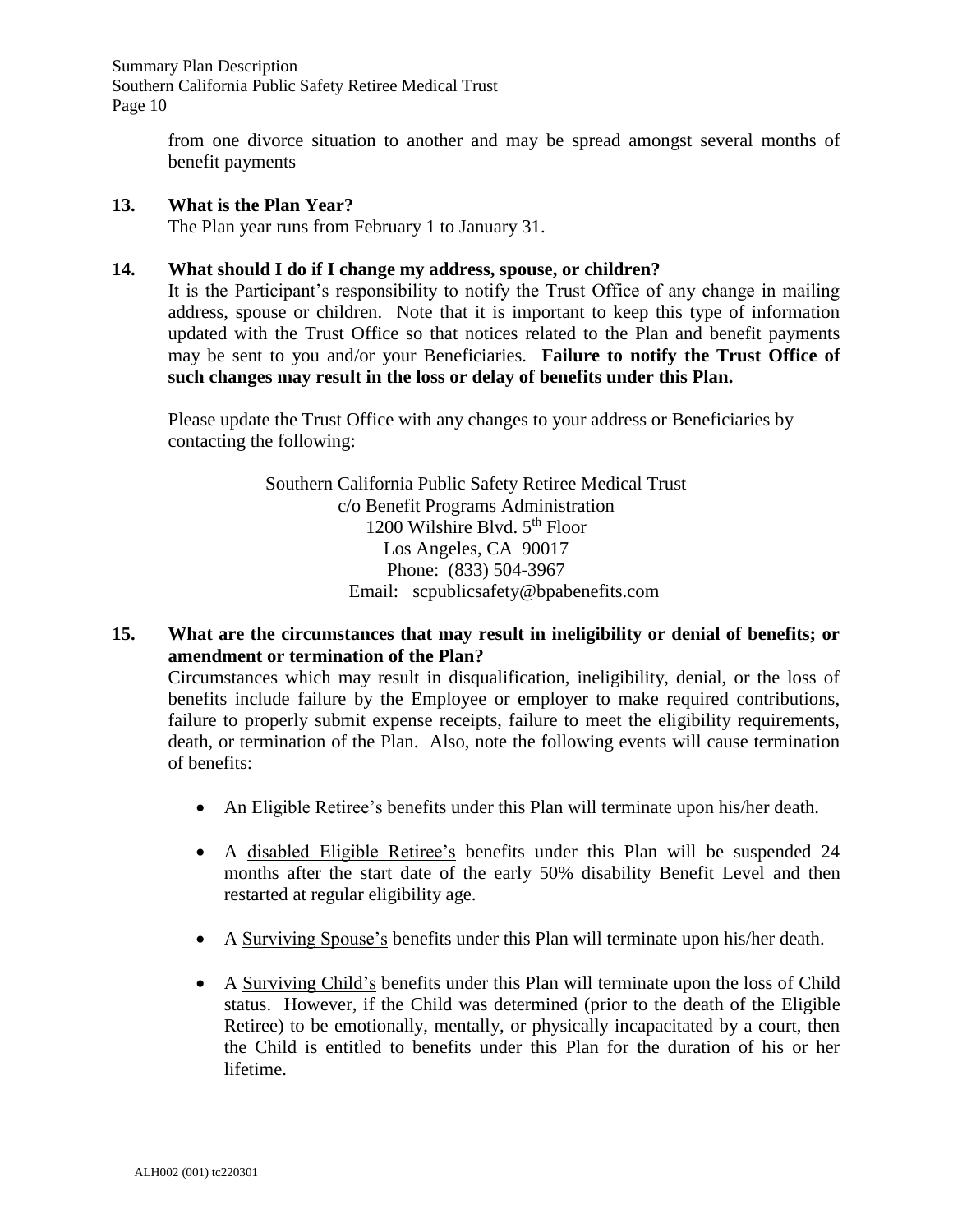from one divorce situation to another and may be spread amongst several months of benefit payments

**13. What is the Plan Year?**

The Plan year runs from February 1 to January 31.

**14. What should I do if I change my address, spouse, or children?**

It is the Participant's responsibility to notify the Trust Office of any change in mailing address, spouse or children. Note that it is important to keep this type of information updated with the Trust Office so that notices related to the Plan and benefit payments may be sent to you and/or your Beneficiaries. **Failure to notify the Trust Office of such changes may result in the loss or delay of benefits under this Plan.**

Please update the Trust Office with any changes to your address or Beneficiaries by contacting the following:

Southern California Public Safety Retiree Medical Trust
c/o Benefit Programs Administration
1200 Wilshire Blvd. 5th Floor
Los Angeles, CA 90017
Phone: (833) 504-3967
Email: scpublicsafety@bpabenefits.com

**15. What are the circumstances that may result in ineligibility or denial of benefits; or amendment or termination of the Plan?**

Circumstances which may result in disqualification, ineligibility, denial, or the loss of benefits include failure by the Employee or employer to make required contributions, failure to properly submit expense receipts, failure to meet the eligibility requirements, death, or termination of the Plan. Also, note the following events will cause termination of benefits:

- An Eligible Retiree's benefits under this Plan will terminate upon his/her death.
- A disabled Eligible Retiree's benefits under this Plan will be suspended 24 months after the start date of the early 50% disability Benefit Level and then restarted at regular eligibility age.
- A Surviving Spouse's benefits under this Plan will terminate upon his/her death.
- A Surviving Child's benefits under this Plan will terminate upon the loss of Child status. However, if the Child was determined (prior to the death of the Eligible Retiree) to be emotionally, mentally, or physically incapacitated by a court, then the Child is entitled to benefits under this Plan for the duration of his or her lifetime.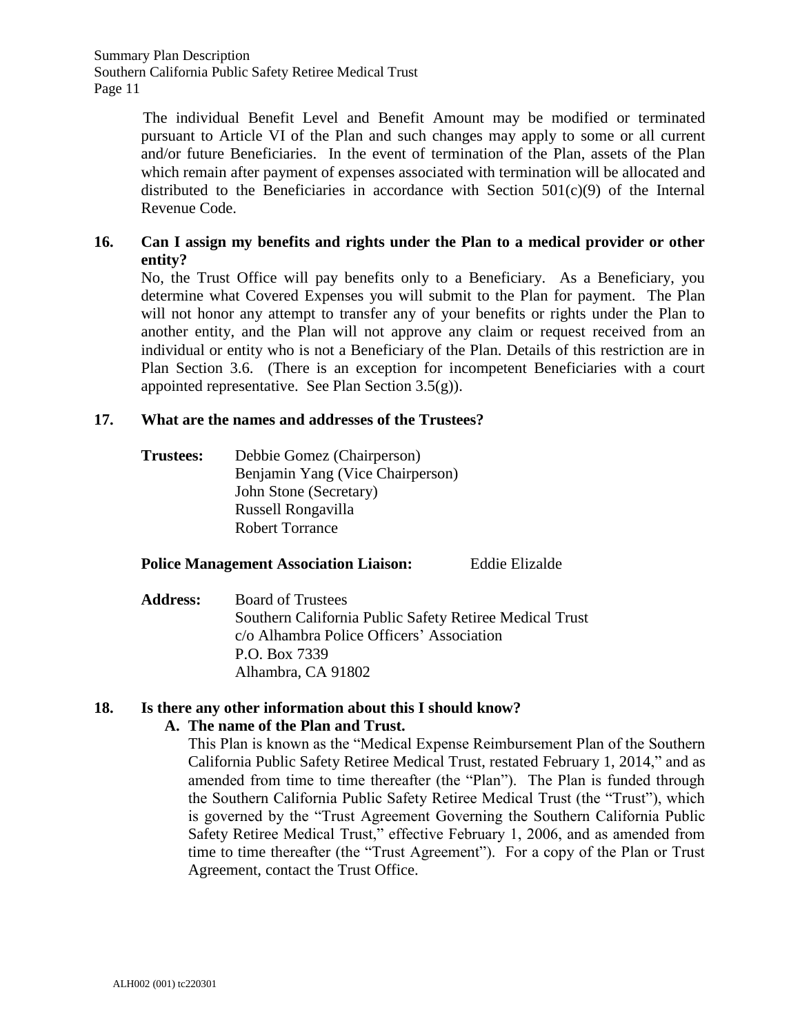The individual Benefit Level and Benefit Amount may be modified or terminated pursuant to Article VI of the Plan and such changes may apply to some or all current and/or future Beneficiaries. In the event of termination of the Plan, assets of the Plan which remain after payment of expenses associated with termination will be allocated and distributed to the Beneficiaries in accordance with Section 501(c)(9) of the Internal Revenue Code.

**16. Can I assign my benefits and rights under the Plan to a medical provider or other entity?**

No, the Trust Office will pay benefits only to a Beneficiary. As a Beneficiary, you determine what Covered Expenses you will submit to the Plan for payment. The Plan will not honor any attempt to transfer any of your benefits or rights under the Plan to another entity, and the Plan will not approve any claim or request received from an individual or entity who is not a Beneficiary of the Plan. Details of this restriction are in Plan Section 3.6. (There is an exception for incompetent Beneficiaries with a court appointed representative. See Plan Section 3.5(g)).

**17. What are the names and addresses of the Trustees?**

**Trustees:** Debbie Gomez (Chairperson)
Benjamin Yang (Vice Chairperson)
John Stone (Secretary)
Russell Rongavilla
Robert Torrance

**Police Management Association Liaison:** Eddie Elizalde

**Address:** Board of Trustees
Southern California Public Safety Retiree Medical Trust
c/o Alhambra Police Officers' Association
P.O. Box 7339
Alhambra, CA 91802

**18. Is there any other information about this I should know?**

**A. The name of the Plan and Trust.**

This Plan is known as the "Medical Expense Reimbursement Plan of the Southern California Public Safety Retiree Medical Trust, restated February 1, 2014," and as amended from time to time thereafter (the "Plan"). The Plan is funded through the Southern California Public Safety Retiree Medical Trust (the "Trust"), which is governed by the "Trust Agreement Governing the Southern California Public Safety Retiree Medical Trust," effective February 1, 2006, and as amended from time to time thereafter (the "Trust Agreement"). For a copy of the Plan or Trust Agreement, contact the Trust Office.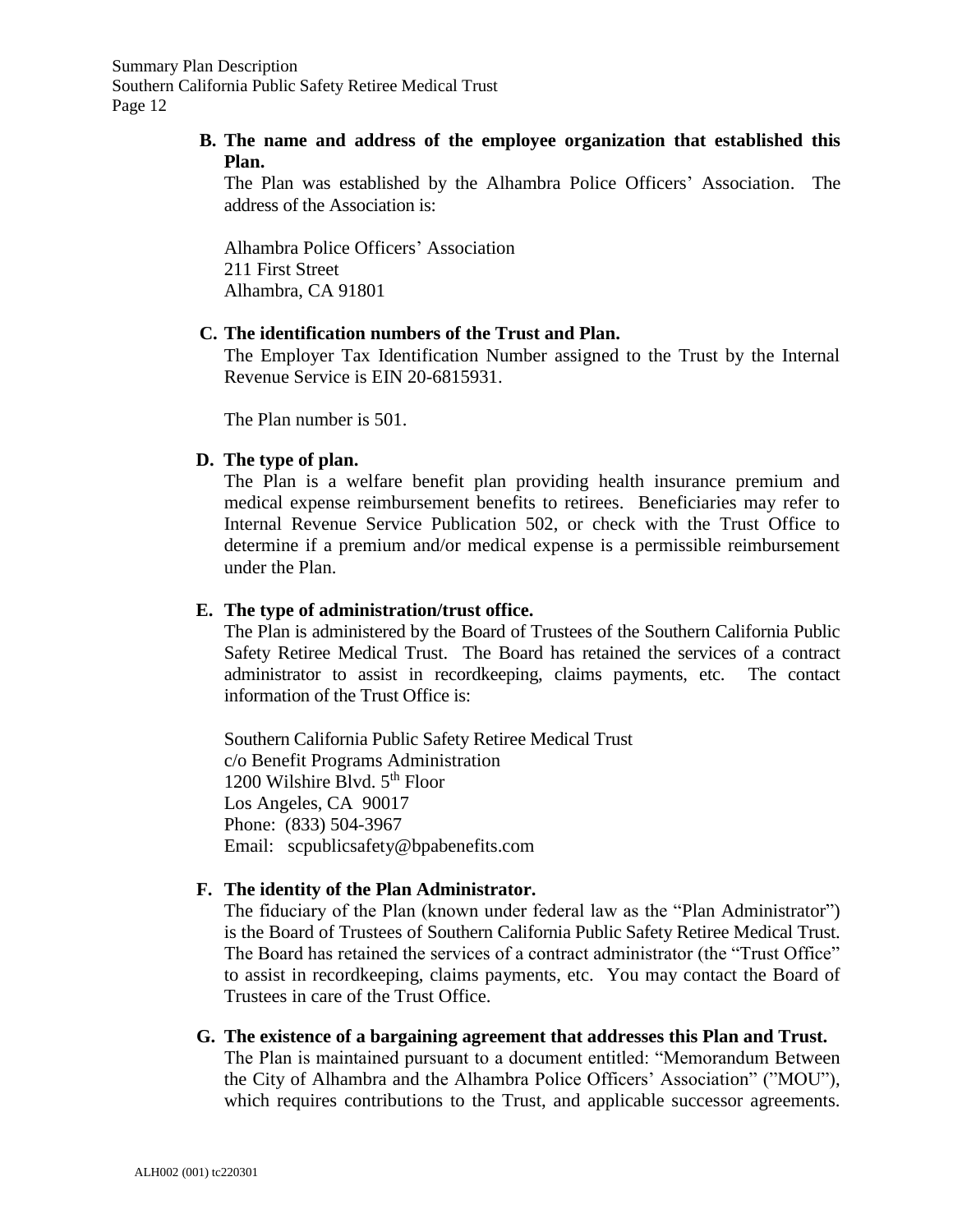**B. The name and address of the employee organization that established this Plan.**

The Plan was established by the Alhambra Police Officers' Association. The address of the Association is:

Alhambra Police Officers' Association
211 First Street
Alhambra, CA 91801

**C. The identification numbers of the Trust and Plan.**

The Employer Tax Identification Number assigned to the Trust by the Internal Revenue Service is EIN 20-6815931.

The Plan number is 501.

**D. The type of plan.**

The Plan is a welfare benefit plan providing health insurance premium and medical expense reimbursement benefits to retirees. Beneficiaries may refer to Internal Revenue Service Publication 502, or check with the Trust Office to determine if a premium and/or medical expense is a permissible reimbursement under the Plan.

**E. The type of administration/trust office.**

The Plan is administered by the Board of Trustees of the Southern California Public Safety Retiree Medical Trust. The Board has retained the services of a contract administrator to assist in recordkeeping, claims payments, etc. The contact information of the Trust Office is:

Southern California Public Safety Retiree Medical Trust
c/o Benefit Programs Administration
1200 Wilshire Blvd. 5th Floor
Los Angeles, CA 90017
Phone: (833) 504-3967
Email: scpublicsafety@bpabenefits.com

**F. The identity of the Plan Administrator.**

The fiduciary of the Plan (known under federal law as the "Plan Administrator") is the Board of Trustees of Southern California Public Safety Retiree Medical Trust. The Board has retained the services of a contract administrator (the "Trust Office" to assist in recordkeeping, claims payments, etc. You may contact the Board of Trustees in care of the Trust Office.

**G. The existence of a bargaining agreement that addresses this Plan and Trust.**

The Plan is maintained pursuant to a document entitled: "Memorandum Between the City of Alhambra and the Alhambra Police Officers' Association" ("MOU"), which requires contributions to the Trust, and applicable successor agreements.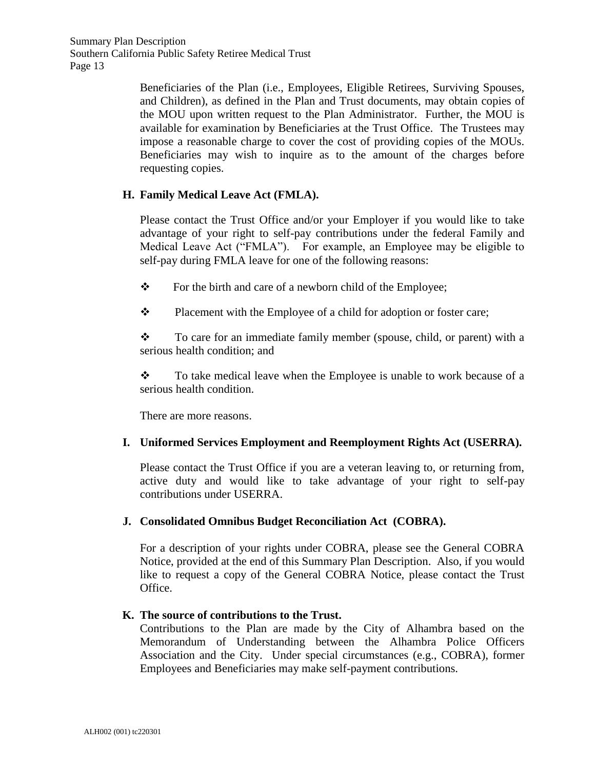Beneficiaries of the Plan (i.e., Employees, Eligible Retirees, Surviving Spouses, and Children), as defined in the Plan and Trust documents, may obtain copies of the MOU upon written request to the Plan Administrator. Further, the MOU is available for examination by Beneficiaries at the Trust Office. The Trustees may impose a reasonable charge to cover the cost of providing copies of the MOUs. Beneficiaries may wish to inquire as to the amount of the charges before requesting copies.

**H. Family Medical Leave Act (FMLA).**

Please contact the Trust Office and/or your Employer if you would like to take advantage of your right to self-pay contributions under the federal Family and Medical Leave Act ("FMLA"). For example, an Employee may be eligible to self-pay during FMLA leave for one of the following reasons:

- For the birth and care of a newborn child of the Employee;
- Placement with the Employee of a child for adoption or foster care;
- To care for an immediate family member (spouse, child, or parent) with a serious health condition; and
- To take medical leave when the Employee is unable to work because of a serious health condition.

There are more reasons.

**I. Uniformed Services Employment and Reemployment Rights Act (USERRA).**

Please contact the Trust Office if you are a veteran leaving to, or returning from, active duty and would like to take advantage of your right to self-pay contributions under USERRA.

**J. Consolidated Omnibus Budget Reconciliation Act (COBRA).**

For a description of your rights under COBRA, please see the General COBRA Notice, provided at the end of this Summary Plan Description. Also, if you would like to request a copy of the General COBRA Notice, please contact the Trust Office.

**K. The source of contributions to the Trust.**

Contributions to the Plan are made by the City of Alhambra based on the Memorandum of Understanding between the Alhambra Police Officers Association and the City. Under special circumstances (e.g., COBRA), former Employees and Beneficiaries may make self-payment contributions.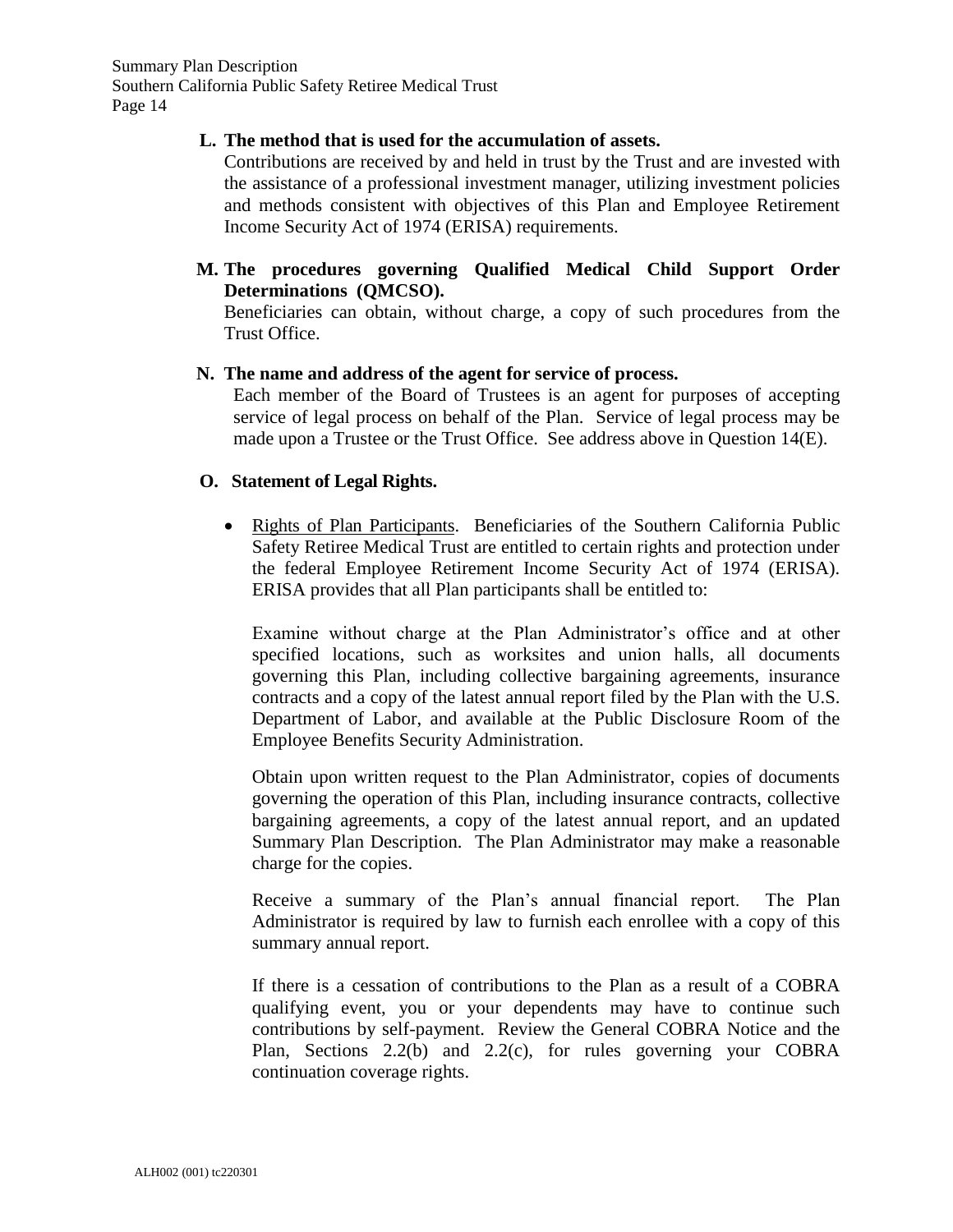**L. The method that is used for the accumulation of assets.**

Contributions are received by and held in trust by the Trust and are invested with the assistance of a professional investment manager, utilizing investment policies and methods consistent with objectives of this Plan and Employee Retirement Income Security Act of 1974 (ERISA) requirements.

**M. The procedures governing Qualified Medical Child Support Order Determinations (QMCSO).**

Beneficiaries can obtain, without charge, a copy of such procedures from the Trust Office.

**N. The name and address of the agent for service of process.**

Each member of the Board of Trustees is an agent for purposes of accepting service of legal process on behalf of the Plan. Service of legal process may be made upon a Trustee or the Trust Office. See address above in Question 14(E).

**O. Statement of Legal Rights.**

- Rights of Plan Participants. Beneficiaries of the Southern California Public Safety Retiree Medical Trust are entitled to certain rights and protection under the federal Employee Retirement Income Security Act of 1974 (ERISA). ERISA provides that all Plan participants shall be entitled to:

  Examine without charge at the Plan Administrator's office and at other specified locations, such as worksites and union halls, all documents governing this Plan, including collective bargaining agreements, insurance contracts and a copy of the latest annual report filed by the Plan with the U.S. Department of Labor, and available at the Public Disclosure Room of the Employee Benefits Security Administration.

  Obtain upon written request to the Plan Administrator, copies of documents governing the operation of this Plan, including insurance contracts, collective bargaining agreements, a copy of the latest annual report, and an updated Summary Plan Description. The Plan Administrator may make a reasonable charge for the copies.

  Receive a summary of the Plan's annual financial report. The Plan Administrator is required by law to furnish each enrollee with a copy of this summary annual report.

  If there is a cessation of contributions to the Plan as a result of a COBRA qualifying event, you or your dependents may have to continue such contributions by self-payment. Review the General COBRA Notice and the Plan, Sections 2.2(b) and 2.2(c), for rules governing your COBRA continuation coverage rights.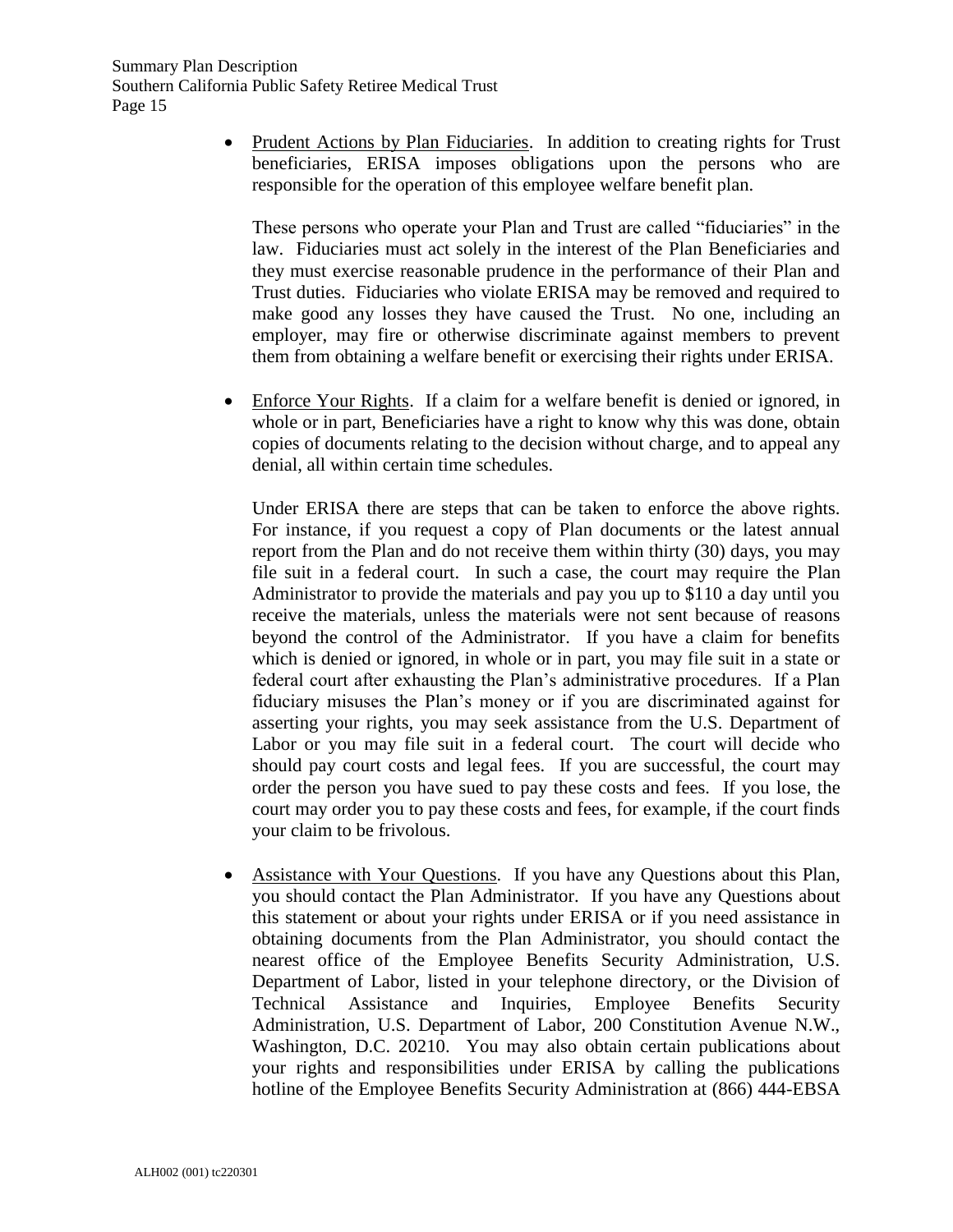- Prudent Actions by Plan Fiduciaries. In addition to creating rights for Trust beneficiaries, ERISA imposes obligations upon the persons who are responsible for the operation of this employee welfare benefit plan.

  These persons who operate your Plan and Trust are called "fiduciaries" in the law. Fiduciaries must act solely in the interest of the Plan Beneficiaries and they must exercise reasonable prudence in the performance of their Plan and Trust duties. Fiduciaries who violate ERISA may be removed and required to make good any losses they have caused the Trust. No one, including an employer, may fire or otherwise discriminate against members to prevent them from obtaining a welfare benefit or exercising their rights under ERISA.

- Enforce Your Rights. If a claim for a welfare benefit is denied or ignored, in whole or in part, Beneficiaries have a right to know why this was done, obtain copies of documents relating to the decision without charge, and to appeal any denial, all within certain time schedules.

  Under ERISA there are steps that can be taken to enforce the above rights. For instance, if you request a copy of Plan documents or the latest annual report from the Plan and do not receive them within thirty (30) days, you may file suit in a federal court. In such a case, the court may require the Plan Administrator to provide the materials and pay you up to $110 a day until you receive the materials, unless the materials were not sent because of reasons beyond the control of the Administrator. If you have a claim for benefits which is denied or ignored, in whole or in part, you may file suit in a state or federal court after exhausting the Plan's administrative procedures. If a Plan fiduciary misuses the Plan's money or if you are discriminated against for asserting your rights, you may seek assistance from the U.S. Department of Labor or you may file suit in a federal court. The court will decide who should pay court costs and legal fees. If you are successful, the court may order the person you have sued to pay these costs and fees. If you lose, the court may order you to pay these costs and fees, for example, if the court finds your claim to be frivolous.

- Assistance with Your Questions. If you have any Questions about this Plan, you should contact the Plan Administrator. If you have any Questions about this statement or about your rights under ERISA or if you need assistance in obtaining documents from the Plan Administrator, you should contact the nearest office of the Employee Benefits Security Administration, U.S. Department of Labor, listed in your telephone directory, or the Division of Technical Assistance and Inquiries, Employee Benefits Security Administration, U.S. Department of Labor, 200 Constitution Avenue N.W., Washington, D.C. 20210. You may also obtain certain publications about your rights and responsibilities under ERISA by calling the publications hotline of the Employee Benefits Security Administration at (866) 444-EBSA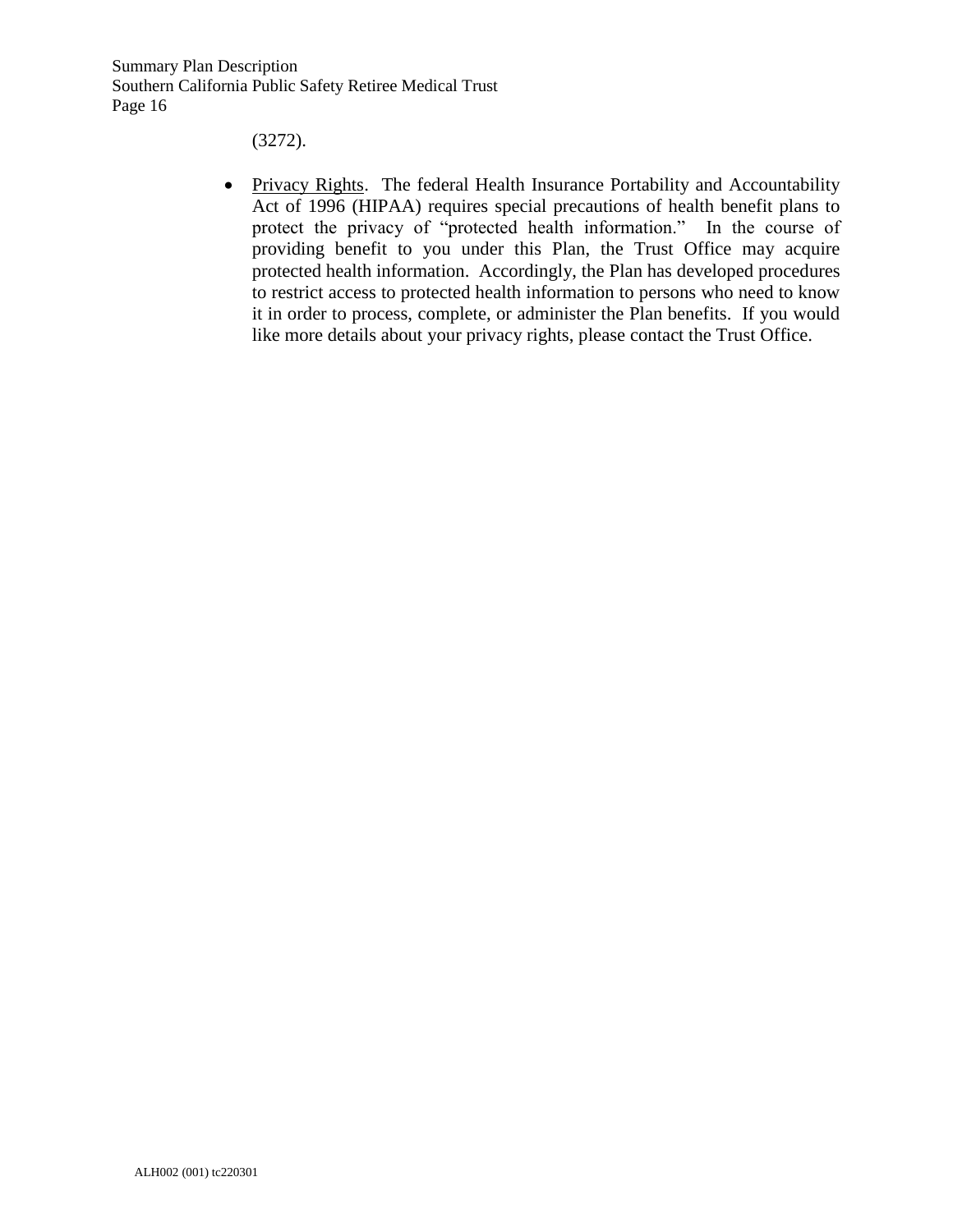(3272).

- Privacy Rights. The federal Health Insurance Portability and Accountability Act of 1996 (HIPAA) requires special precautions of health benefit plans to protect the privacy of "protected health information." In the course of providing benefit to you under this Plan, the Trust Office may acquire protected health information. Accordingly, the Plan has developed procedures to restrict access to protected health information to persons who need to know it in order to process, complete, or administer the Plan benefits. If you would like more details about your privacy rights, please contact the Trust Office.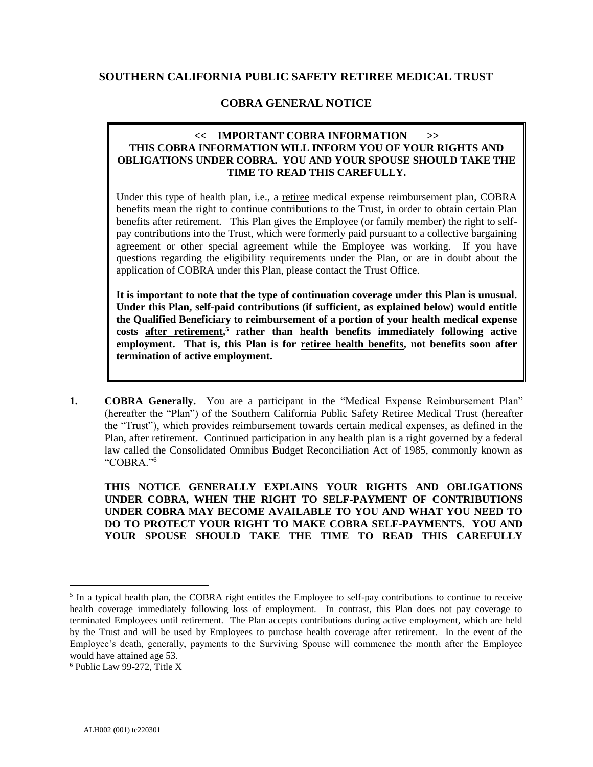## SOUTHERN CALIFORNIA PUBLIC SAFETY RETIREE MEDICAL TRUST

## COBRA GENERAL NOTICE

**<< IMPORTANT COBRA INFORMATION >>**
**THIS COBRA INFORMATION WILL INFORM YOU OF YOUR RIGHTS AND OBLIGATIONS UNDER COBRA. YOU AND YOUR SPOUSE SHOULD TAKE THE TIME TO READ THIS CAREFULLY.**

Under this type of health plan, i.e., a retiree medical expense reimbursement plan, COBRA benefits mean the right to continue contributions to the Trust, in order to obtain certain Plan benefits after retirement. This Plan gives the Employee (or family member) the right to self-pay contributions into the Trust, which were formerly paid pursuant to a collective bargaining agreement or other special agreement while the Employee was working. If you have questions regarding the eligibility requirements under the Plan, or are in doubt about the application of COBRA under this Plan, please contact the Trust Office.

**It is important to note that the type of continuation coverage under this Plan is unusual. Under this Plan, self-paid contributions (if sufficient, as explained below) would entitle the Qualified Beneficiary to reimbursement of a portion of your health medical expense costs after retirement,[5] rather than health benefits immediately following active employment. That is, this Plan is for retiree health benefits, not benefits soon after termination of active employment.**

**1. COBRA Generally.** You are a participant in the "Medical Expense Reimbursement Plan" (hereafter the "Plan") of the Southern California Public Safety Retiree Medical Trust (hereafter the "Trust"), which provides reimbursement towards certain medical expenses, as defined in the Plan, after retirement. Continued participation in any health plan is a right governed by a federal law called the Consolidated Omnibus Budget Reconciliation Act of 1985, commonly known as "COBRA."[6]

**THIS NOTICE GENERALLY EXPLAINS YOUR RIGHTS AND OBLIGATIONS UNDER COBRA, WHEN THE RIGHT TO SELF-PAYMENT OF CONTRIBUTIONS UNDER COBRA MAY BECOME AVAILABLE TO YOU AND WHAT YOU NEED TO DO TO PROTECT YOUR RIGHT TO MAKE COBRA SELF-PAYMENTS. YOU AND YOUR SPOUSE SHOULD TAKE THE TIME TO READ THIS CAREFULLY**

---

[5] In a typical health plan, the COBRA right entitles the Employee to self-pay contributions to continue to receive health coverage immediately following loss of employment. In contrast, this Plan does not pay coverage to terminated Employees until retirement. The Plan accepts contributions during active employment, which are held by the Trust and will be used by Employees to purchase health coverage after retirement. In the event of the Employee's death, generally, payments to the Surviving Spouse will commence the month after the Employee would have attained age 53.

[6] Public Law 99-272, Title X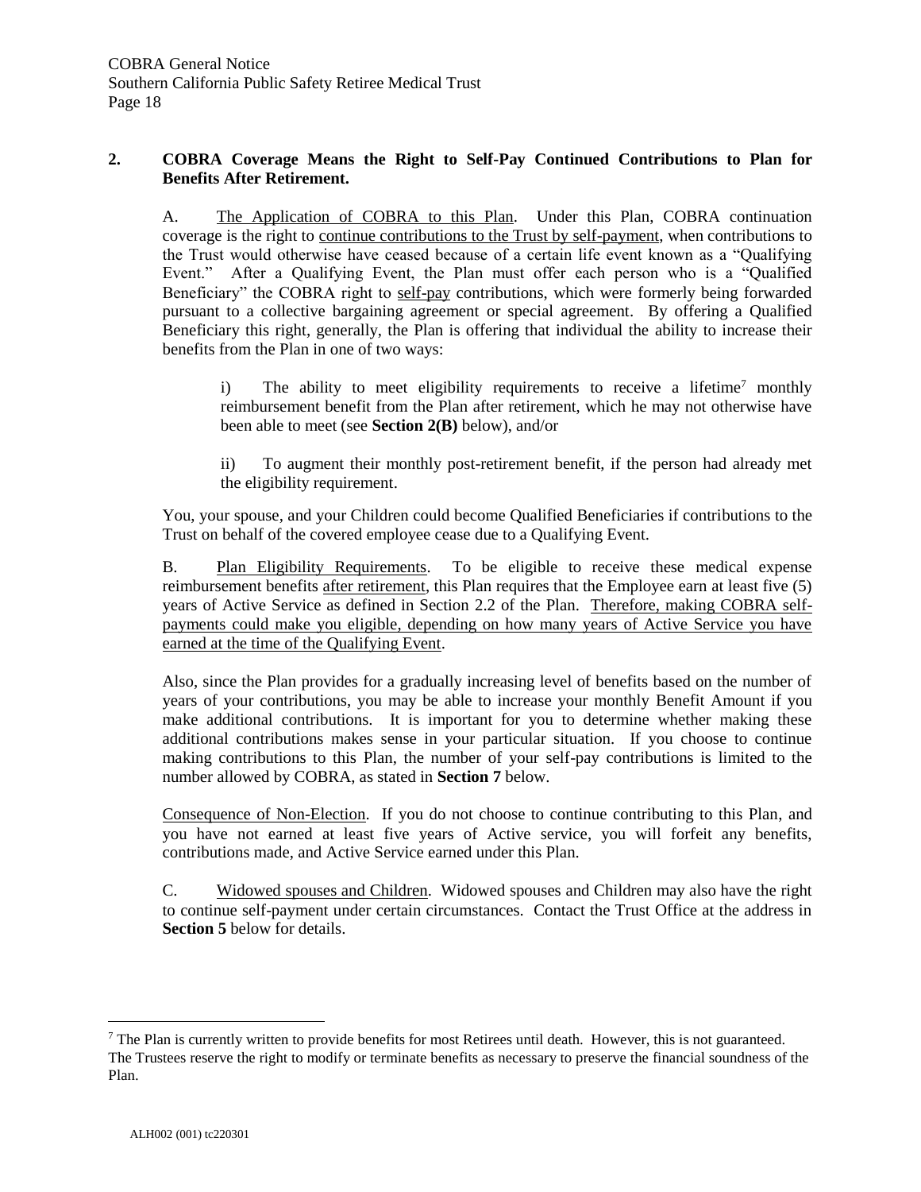## 2. COBRA Coverage Means the Right to Self-Pay Continued Contributions to Plan for Benefits After Retirement.

A. The Application of COBRA to this Plan. Under this Plan, COBRA continuation coverage is the right to continue contributions to the Trust by self-payment, when contributions to the Trust would otherwise have ceased because of a certain life event known as a "Qualifying Event." After a Qualifying Event, the Plan must offer each person who is a "Qualified Beneficiary" the COBRA right to self-pay contributions, which were formerly being forwarded pursuant to a collective bargaining agreement or special agreement. By offering a Qualified Beneficiary this right, generally, the Plan is offering that individual the ability to increase their benefits from the Plan in one of two ways:

i) The ability to meet eligibility requirements to receive a lifetime[7] monthly reimbursement benefit from the Plan after retirement, which he may not otherwise have been able to meet (see **Section 2(B)** below), and/or

ii) To augment their monthly post-retirement benefit, if the person had already met the eligibility requirement.

You, your spouse, and your Children could become Qualified Beneficiaries if contributions to the Trust on behalf of the covered employee cease due to a Qualifying Event.

B. Plan Eligibility Requirements. To be eligible to receive these medical expense reimbursement benefits after retirement, this Plan requires that the Employee earn at least five (5) years of Active Service as defined in Section 2.2 of the Plan. Therefore, making COBRA self-payments could make you eligible, depending on how many years of Active Service you have earned at the time of the Qualifying Event.

Also, since the Plan provides for a gradually increasing level of benefits based on the number of years of your contributions, you may be able to increase your monthly Benefit Amount if you make additional contributions. It is important for you to determine whether making these additional contributions makes sense in your particular situation. If you choose to continue making contributions to this Plan, the number of your self-pay contributions is limited to the number allowed by COBRA, as stated in **Section 7** below.

Consequence of Non-Election. If you do not choose to continue contributing to this Plan, and you have not earned at least five years of Active service, you will forfeit any benefits, contributions made, and Active Service earned under this Plan.

C. Widowed spouses and Children. Widowed spouses and Children may also have the right to continue self-payment under certain circumstances. Contact the Trust Office at the address in **Section 5** below for details.

---

[7] The Plan is currently written to provide benefits for most Retirees until death. However, this is not guaranteed. The Trustees reserve the right to modify or terminate benefits as necessary to preserve the financial soundness of the Plan.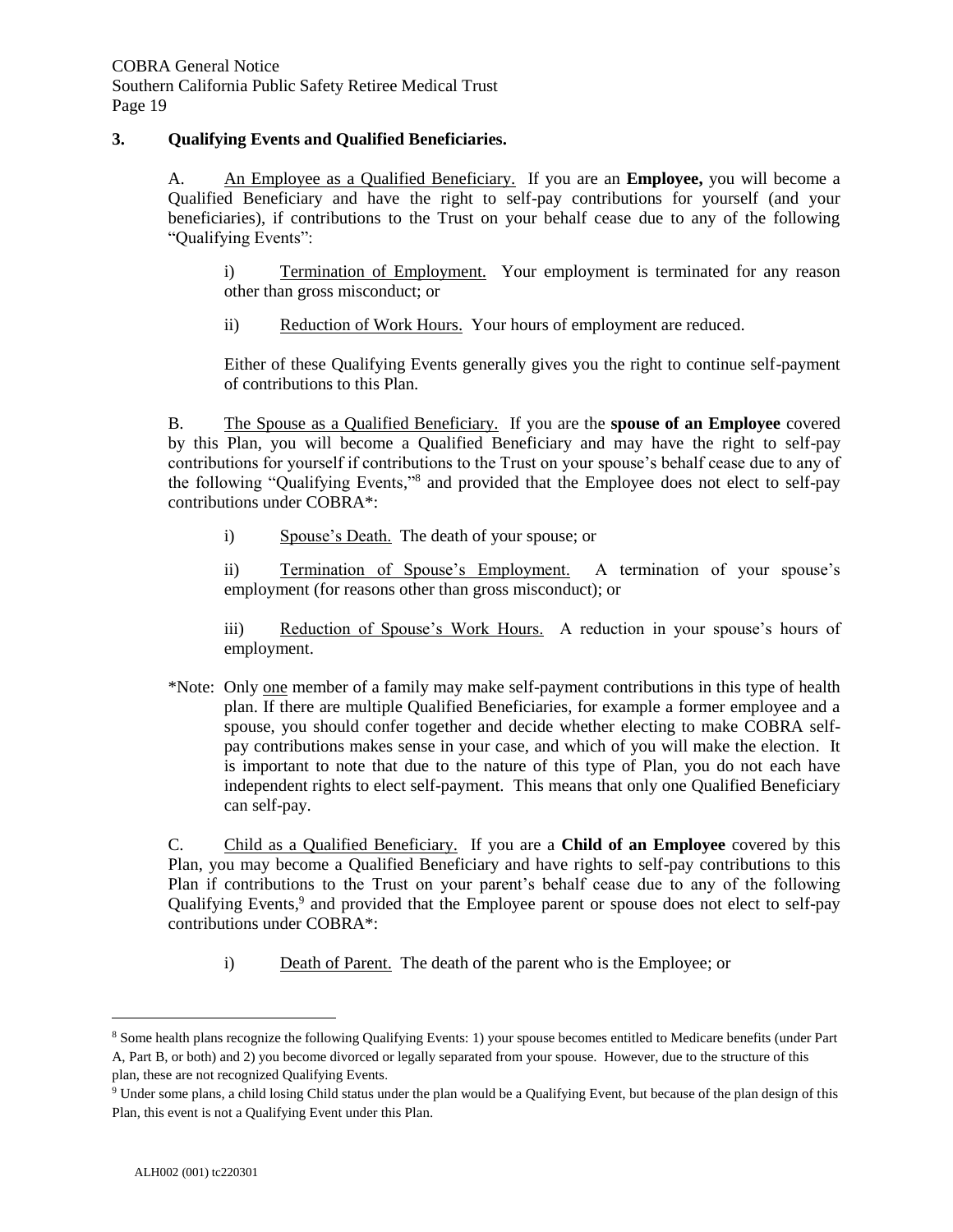### 3. Qualifying Events and Qualified Beneficiaries.

A. An Employee as a Qualified Beneficiary. If you are an **Employee,** you will become a Qualified Beneficiary and have the right to self-pay contributions for yourself (and your beneficiaries), if contributions to the Trust on your behalf cease due to any of the following "Qualifying Events":

i) Termination of Employment. Your employment is terminated for any reason other than gross misconduct; or

ii) Reduction of Work Hours. Your hours of employment are reduced.

Either of these Qualifying Events generally gives you the right to continue self-payment of contributions to this Plan.

B. The Spouse as a Qualified Beneficiary. If you are the **spouse of an Employee** covered by this Plan, you will become a Qualified Beneficiary and may have the right to self-pay contributions for yourself if contributions to the Trust on your spouse's behalf cease due to any of the following "Qualifying Events,"[8] and provided that the Employee does not elect to self-pay contributions under COBRA*:

i) Spouse's Death. The death of your spouse; or

ii) Termination of Spouse's Employment. A termination of your spouse's employment (for reasons other than gross misconduct); or

iii) Reduction of Spouse's Work Hours. A reduction in your spouse's hours of employment.

*Note: Only one member of a family may make self-payment contributions in this type of health plan. If there are multiple Qualified Beneficiaries, for example a former employee and a spouse, you should confer together and decide whether electing to make COBRA self-pay contributions makes sense in your case, and which of you will make the election. It is important to note that due to the nature of this type of Plan, you do not each have independent rights to elect self-payment. This means that only one Qualified Beneficiary can self-pay.

C. Child as a Qualified Beneficiary. If you are a **Child of an Employee** covered by this Plan, you may become a Qualified Beneficiary and have rights to self-pay contributions to this Plan if contributions to the Trust on your parent's behalf cease due to any of the following Qualifying Events,[9] and provided that the Employee parent or spouse does not elect to self-pay contributions under COBRA*:

i) Death of Parent. The death of the parent who is the Employee; or

---

[8] Some health plans recognize the following Qualifying Events: 1) your spouse becomes entitled to Medicare benefits (under Part A, Part B, or both) and 2) you become divorced or legally separated from your spouse. However, due to the structure of this plan, these are not recognized Qualifying Events.

[9] Under some plans, a child losing Child status under the plan would be a Qualifying Event, but because of the plan design of this Plan, this event is not a Qualifying Event under this Plan.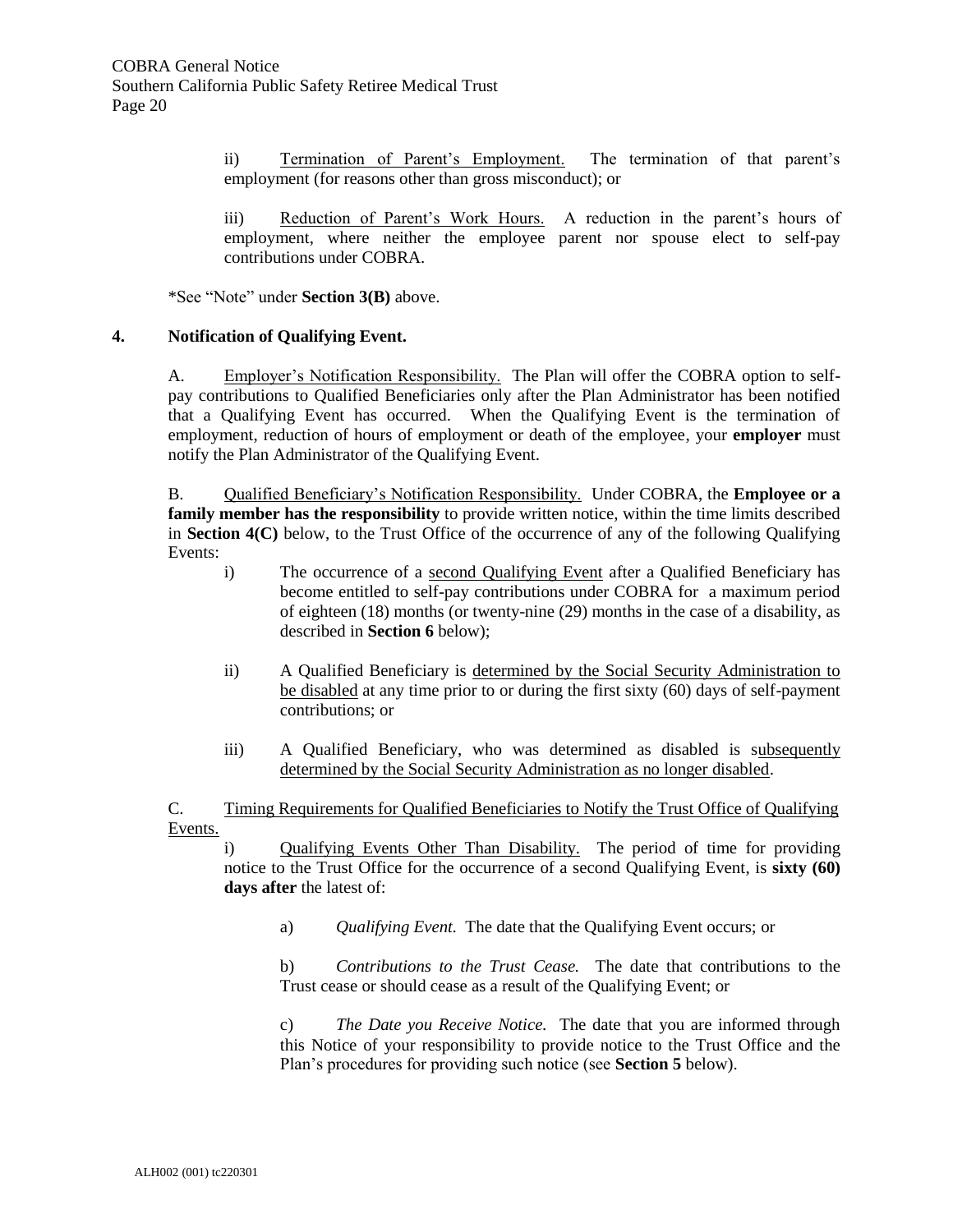ii) Termination of Parent's Employment. The termination of that parent's employment (for reasons other than gross misconduct); or

iii) Reduction of Parent's Work Hours. A reduction in the parent's hours of employment, where neither the employee parent nor spouse elect to self-pay contributions under COBRA.

*See "Note" under **Section 3(B)** above.

**4. Notification of Qualifying Event.**

A. Employer's Notification Responsibility. The Plan will offer the COBRA option to self-pay contributions to Qualified Beneficiaries only after the Plan Administrator has been notified that a Qualifying Event has occurred. When the Qualifying Event is the termination of employment, reduction of hours of employment or death of the employee, your **employer** must notify the Plan Administrator of the Qualifying Event.

B. Qualified Beneficiary's Notification Responsibility. Under COBRA, the **Employee or a family member has the responsibility** to provide written notice, within the time limits described in **Section 4(C)** below, to the Trust Office of the occurrence of any of the following Qualifying Events:

i) The occurrence of a second Qualifying Event after a Qualified Beneficiary has become entitled to self-pay contributions under COBRA for a maximum period of eighteen (18) months (or twenty-nine (29) months in the case of a disability, as described in **Section 6** below);

ii) A Qualified Beneficiary is determined by the Social Security Administration to be disabled at any time prior to or during the first sixty (60) days of self-payment contributions; or

iii) A Qualified Beneficiary, who was determined as disabled is subsequently determined by the Social Security Administration as no longer disabled.

C. Timing Requirements for Qualified Beneficiaries to Notify the Trust Office of Qualifying Events.

i) Qualifying Events Other Than Disability. The period of time for providing notice to the Trust Office for the occurrence of a second Qualifying Event, is **sixty (60) days after** the latest of:

a) *Qualifying Event.* The date that the Qualifying Event occurs; or

b) *Contributions to the Trust Cease.* The date that contributions to the Trust cease or should cease as a result of the Qualifying Event; or

c) *The Date you Receive Notice.* The date that you are informed through this Notice of your responsibility to provide notice to the Trust Office and the Plan's procedures for providing such notice (see **Section 5** below).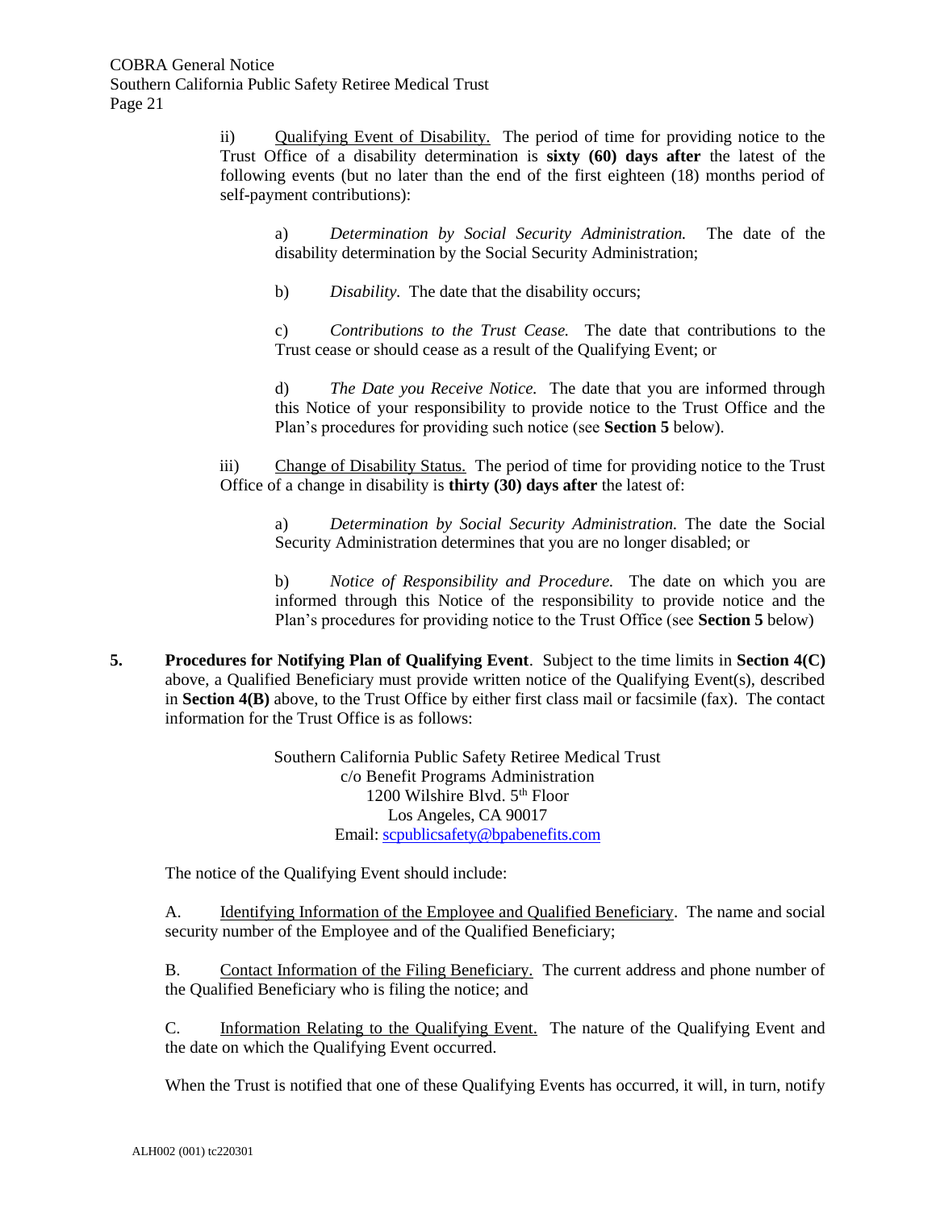ii) Qualifying Event of Disability. The period of time for providing notice to the Trust Office of a disability determination is **sixty (60) days after** the latest of the following events (but no later than the end of the first eighteen (18) months period of self-payment contributions):

a) *Determination by Social Security Administration.* The date of the disability determination by the Social Security Administration;

b) *Disability.* The date that the disability occurs;

c) *Contributions to the Trust Cease.* The date that contributions to the Trust cease or should cease as a result of the Qualifying Event; or

d) *The Date you Receive Notice.* The date that you are informed through this Notice of your responsibility to provide notice to the Trust Office and the Plan's procedures for providing such notice (see **Section 5** below).

iii) Change of Disability Status. The period of time for providing notice to the Trust Office of a change in disability is **thirty (30) days after** the latest of:

a) *Determination by Social Security Administration.* The date the Social Security Administration determines that you are no longer disabled; or

b) *Notice of Responsibility and Procedure.* The date on which you are informed through this Notice of the responsibility to provide notice and the Plan's procedures for providing notice to the Trust Office (see **Section 5** below)

**5. Procedures for Notifying Plan of Qualifying Event**. Subject to the time limits in **Section 4(C)** above, a Qualified Beneficiary must provide written notice of the Qualifying Event(s), described in **Section 4(B)** above, to the Trust Office by either first class mail or facsimile (fax). The contact information for the Trust Office is as follows:

Southern California Public Safety Retiree Medical Trust
c/o Benefit Programs Administration
1200 Wilshire Blvd. 5th Floor
Los Angeles, CA 90017
Email: scpublicsafety@bpabenefits.com

The notice of the Qualifying Event should include:

A. Identifying Information of the Employee and Qualified Beneficiary. The name and social security number of the Employee and of the Qualified Beneficiary;

B. Contact Information of the Filing Beneficiary. The current address and phone number of the Qualified Beneficiary who is filing the notice; and

C. Information Relating to the Qualifying Event. The nature of the Qualifying Event and the date on which the Qualifying Event occurred.

When the Trust is notified that one of these Qualifying Events has occurred, it will, in turn, notify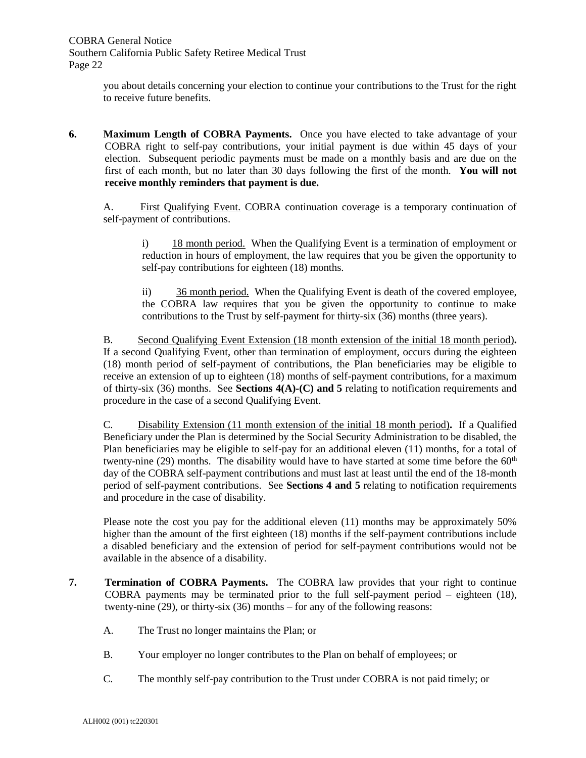you about details concerning your election to continue your contributions to the Trust for the right to receive future benefits.

**6. Maximum Length of COBRA Payments.** Once you have elected to take advantage of your COBRA right to self-pay contributions, your initial payment is due within 45 days of your election. Subsequent periodic payments must be made on a monthly basis and are due on the first of each month, but no later than 30 days following the first of the month. **You will not receive monthly reminders that payment is due.**

A. First Qualifying Event. COBRA continuation coverage is a temporary continuation of self-payment of contributions.

i) 18 month period. When the Qualifying Event is a termination of employment or reduction in hours of employment, the law requires that you be given the opportunity to self-pay contributions for eighteen (18) months.

ii) 36 month period. When the Qualifying Event is death of the covered employee, the COBRA law requires that you be given the opportunity to continue to make contributions to the Trust by self-payment for thirty-six (36) months (three years).

B. Second Qualifying Event Extension (18 month extension of the initial 18 month period)**.** If a second Qualifying Event, other than termination of employment, occurs during the eighteen (18) month period of self-payment of contributions, the Plan beneficiaries may be eligible to receive an extension of up to eighteen (18) months of self-payment contributions, for a maximum of thirty-six (36) months. See **Sections 4(A)-(C) and 5** relating to notification requirements and procedure in the case of a second Qualifying Event.

C. Disability Extension (11 month extension of the initial 18 month period)**.** If a Qualified Beneficiary under the Plan is determined by the Social Security Administration to be disabled, the Plan beneficiaries may be eligible to self-pay for an additional eleven (11) months, for a total of twenty-nine (29) months. The disability would have to have started at some time before the 60th day of the COBRA self-payment contributions and must last at least until the end of the 18-month period of self-payment contributions. See **Sections 4 and 5** relating to notification requirements and procedure in the case of disability.

Please note the cost you pay for the additional eleven (11) months may be approximately 50% higher than the amount of the first eighteen (18) months if the self-payment contributions include a disabled beneficiary and the extension of period for self-payment contributions would not be available in the absence of a disability.

**7. Termination of COBRA Payments.** The COBRA law provides that your right to continue COBRA payments may be terminated prior to the full self-payment period – eighteen (18), twenty-nine (29), or thirty-six (36) months – for any of the following reasons:

A. The Trust no longer maintains the Plan; or

B. Your employer no longer contributes to the Plan on behalf of employees; or

C. The monthly self-pay contribution to the Trust under COBRA is not paid timely; or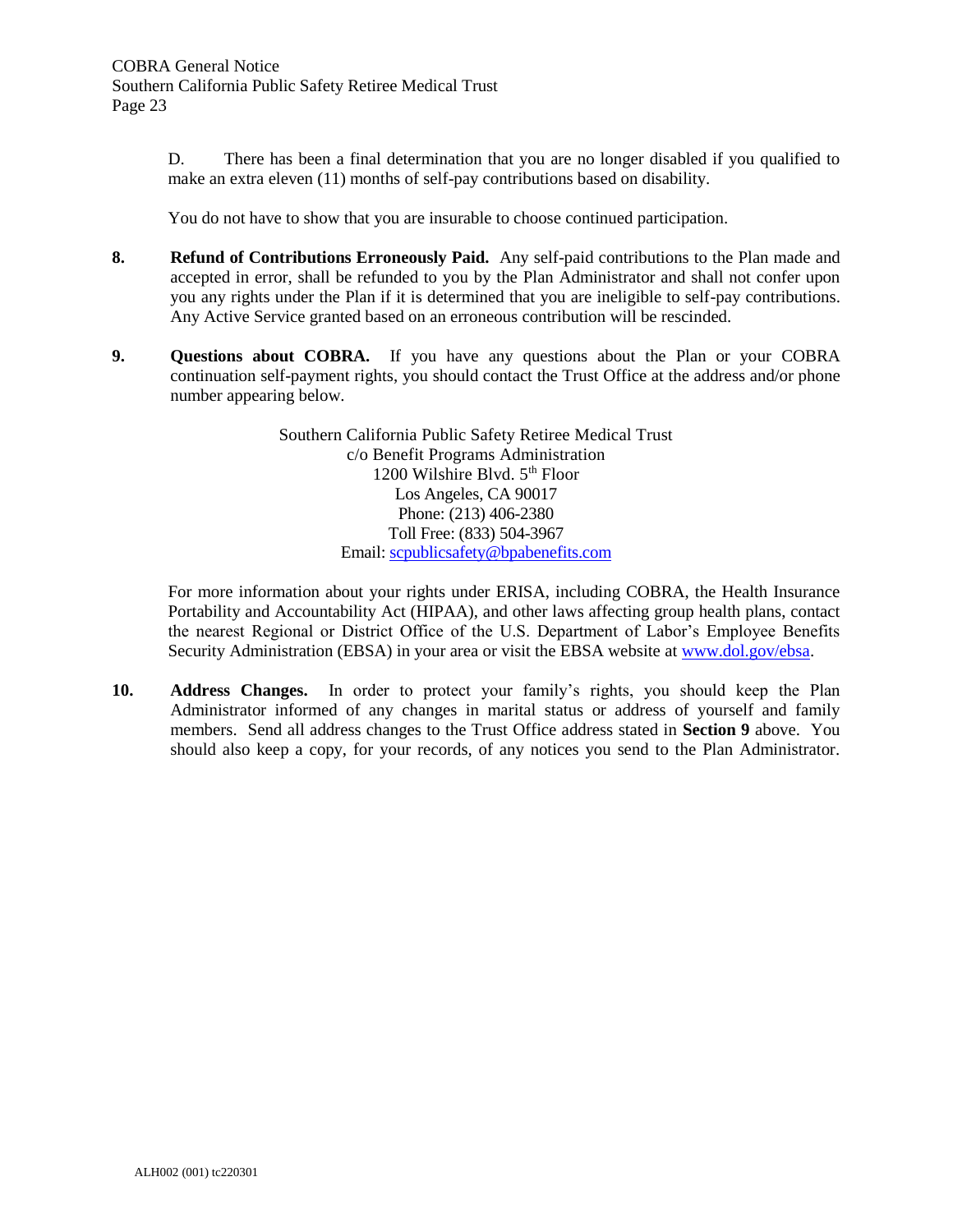D. There has been a final determination that you are no longer disabled if you qualified to make an extra eleven (11) months of self-pay contributions based on disability.

You do not have to show that you are insurable to choose continued participation.

**8. Refund of Contributions Erroneously Paid.** Any self-paid contributions to the Plan made and accepted in error, shall be refunded to you by the Plan Administrator and shall not confer upon you any rights under the Plan if it is determined that you are ineligible to self-pay contributions. Any Active Service granted based on an erroneous contribution will be rescinded.

**9. Questions about COBRA.** If you have any questions about the Plan or your COBRA continuation self-payment rights, you should contact the Trust Office at the address and/or phone number appearing below.

Southern California Public Safety Retiree Medical Trust
c/o Benefit Programs Administration
1200 Wilshire Blvd. 5th Floor
Los Angeles, CA 90017
Phone: (213) 406-2380
Toll Free: (833) 504-3967
Email: scpublicsafety@bpabenefits.com

For more information about your rights under ERISA, including COBRA, the Health Insurance Portability and Accountability Act (HIPAA), and other laws affecting group health plans, contact the nearest Regional or District Office of the U.S. Department of Labor's Employee Benefits Security Administration (EBSA) in your area or visit the EBSA website at www.dol.gov/ebsa.

**10. Address Changes.** In order to protect your family's rights, you should keep the Plan Administrator informed of any changes in marital status or address of yourself and family members. Send all address changes to the Trust Office address stated in **Section 9** above. You should also keep a copy, for your records, of any notices you send to the Plan Administrator.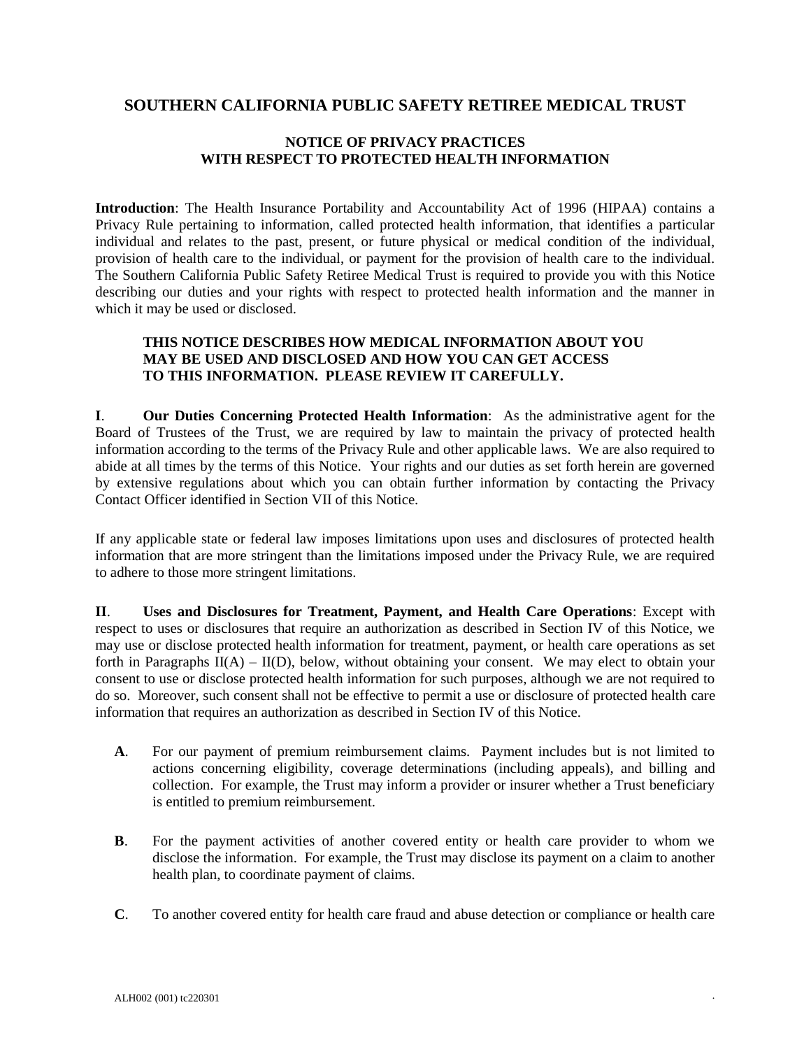## SOUTHERN CALIFORNIA PUBLIC SAFETY RETIREE MEDICAL TRUST

### NOTICE OF PRIVACY PRACTICES WITH RESPECT TO PROTECTED HEALTH INFORMATION

**Introduction**: The Health Insurance Portability and Accountability Act of 1996 (HIPAA) contains a Privacy Rule pertaining to information, called protected health information, that identifies a particular individual and relates to the past, present, or future physical or medical condition of the individual, provision of health care to the individual, or payment for the provision of health care to the individual. The Southern California Public Safety Retiree Medical Trust is required to provide you with this Notice describing our duties and your rights with respect to protected health information and the manner in which it may be used or disclosed.

**THIS NOTICE DESCRIBES HOW MEDICAL INFORMATION ABOUT YOU MAY BE USED AND DISCLOSED AND HOW YOU CAN GET ACCESS TO THIS INFORMATION. PLEASE REVIEW IT CAREFULLY.**

**I**. **Our Duties Concerning Protected Health Information**: As the administrative agent for the Board of Trustees of the Trust, we are required by law to maintain the privacy of protected health information according to the terms of the Privacy Rule and other applicable laws. We are also required to abide at all times by the terms of this Notice. Your rights and our duties as set forth herein are governed by extensive regulations about which you can obtain further information by contacting the Privacy Contact Officer identified in Section VII of this Notice.

If any applicable state or federal law imposes limitations upon uses and disclosures of protected health information that are more stringent than the limitations imposed under the Privacy Rule, we are required to adhere to those more stringent limitations.

**II**. **Uses and Disclosures for Treatment, Payment, and Health Care Operations**: Except with respect to uses or disclosures that require an authorization as described in Section IV of this Notice, we may use or disclose protected health information for treatment, payment, or health care operations as set forth in Paragraphs II(A) – II(D), below, without obtaining your consent. We may elect to obtain your consent to use or disclose protected health information for such purposes, although we are not required to do so. Moreover, such consent shall not be effective to permit a use or disclosure of protected health care information that requires an authorization as described in Section IV of this Notice.

**A**. For our payment of premium reimbursement claims. Payment includes but is not limited to actions concerning eligibility, coverage determinations (including appeals), and billing and collection. For example, the Trust may inform a provider or insurer whether a Trust beneficiary is entitled to premium reimbursement.

**B**. For the payment activities of another covered entity or health care provider to whom we disclose the information. For example, the Trust may disclose its payment on a claim to another health plan, to coordinate payment of claims.

**C**. To another covered entity for health care fraud and abuse detection or compliance or health care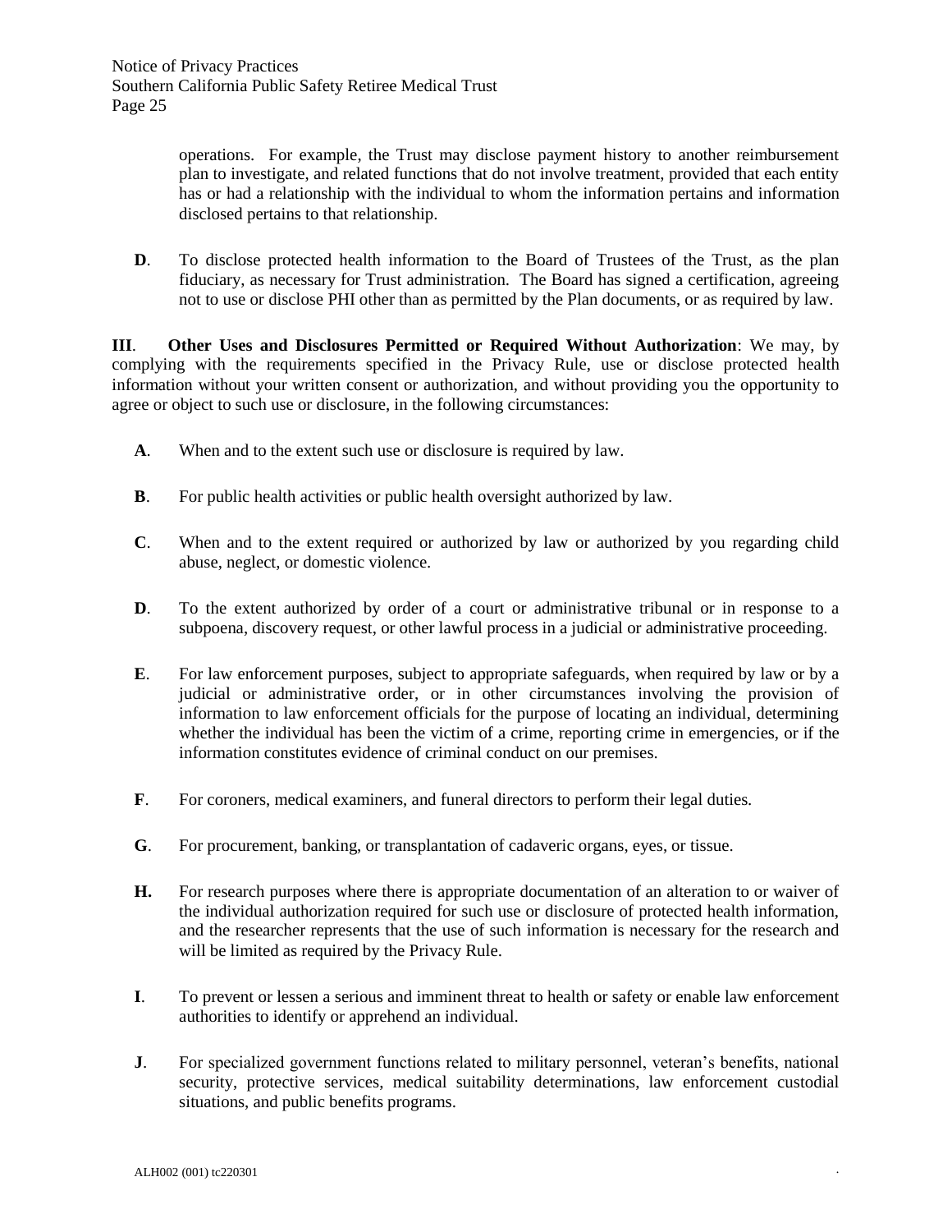operations. For example, the Trust may disclose payment history to another reimbursement plan to investigate, and related functions that do not involve treatment, provided that each entity has or had a relationship with the individual to whom the information pertains and information disclosed pertains to that relationship.

**D**. To disclose protected health information to the Board of Trustees of the Trust, as the plan fiduciary, as necessary for Trust administration. The Board has signed a certification, agreeing not to use or disclose PHI other than as permitted by the Plan documents, or as required by law.

**III**. **Other Uses and Disclosures Permitted or Required Without Authorization**: We may, by complying with the requirements specified in the Privacy Rule, use or disclose protected health information without your written consent or authorization, and without providing you the opportunity to agree or object to such use or disclosure, in the following circumstances:

**A**. When and to the extent such use or disclosure is required by law.

**B**. For public health activities or public health oversight authorized by law.

**C**. When and to the extent required or authorized by law or authorized by you regarding child abuse, neglect, or domestic violence.

**D**. To the extent authorized by order of a court or administrative tribunal or in response to a subpoena, discovery request, or other lawful process in a judicial or administrative proceeding.

**E**. For law enforcement purposes, subject to appropriate safeguards, when required by law or by a judicial or administrative order, or in other circumstances involving the provision of information to law enforcement officials for the purpose of locating an individual, determining whether the individual has been the victim of a crime, reporting crime in emergencies, or if the information constitutes evidence of criminal conduct on our premises.

**F**. For coroners, medical examiners, and funeral directors to perform their legal duties.

**G**. For procurement, banking, or transplantation of cadaveric organs, eyes, or tissue.

**H.** For research purposes where there is appropriate documentation of an alteration to or waiver of the individual authorization required for such use or disclosure of protected health information, and the researcher represents that the use of such information is necessary for the research and will be limited as required by the Privacy Rule.

**I**. To prevent or lessen a serious and imminent threat to health or safety or enable law enforcement authorities to identify or apprehend an individual.

**J**. For specialized government functions related to military personnel, veteran's benefits, national security, protective services, medical suitability determinations, law enforcement custodial situations, and public benefits programs.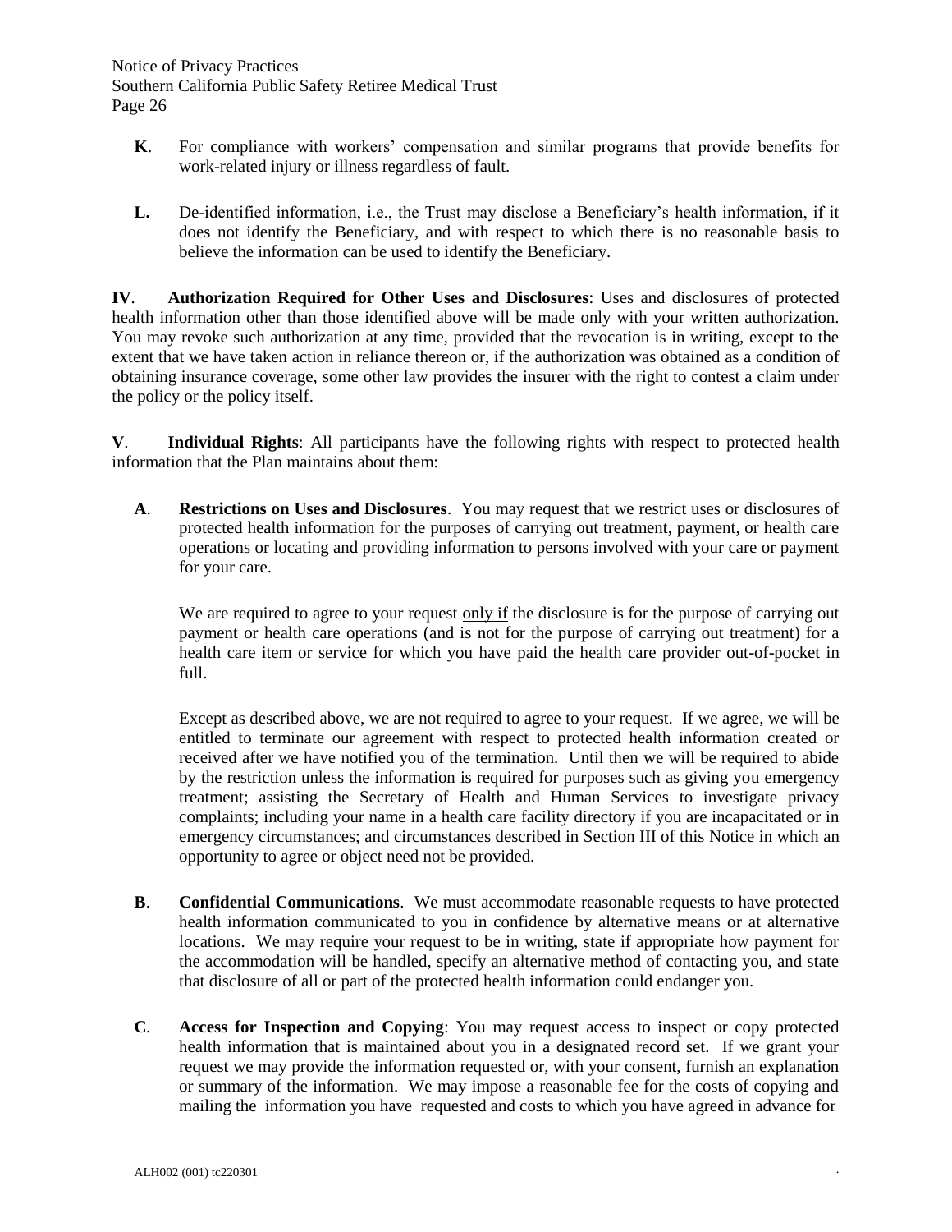**K**. For compliance with workers' compensation and similar programs that provide benefits for work-related injury or illness regardless of fault.

**L.** De-identified information, i.e., the Trust may disclose a Beneficiary's health information, if it does not identify the Beneficiary, and with respect to which there is no reasonable basis to believe the information can be used to identify the Beneficiary.

**IV**. **Authorization Required for Other Uses and Disclosures**: Uses and disclosures of protected health information other than those identified above will be made only with your written authorization. You may revoke such authorization at any time, provided that the revocation is in writing, except to the extent that we have taken action in reliance thereon or, if the authorization was obtained as a condition of obtaining insurance coverage, some other law provides the insurer with the right to contest a claim under the policy or the policy itself.

**V**. **Individual Rights**: All participants have the following rights with respect to protected health information that the Plan maintains about them:

**A**. **Restrictions on Uses and Disclosures**. You may request that we restrict uses or disclosures of protected health information for the purposes of carrying out treatment, payment, or health care operations or locating and providing information to persons involved with your care or payment for your care.

We are required to agree to your request <u>only if</u> the disclosure is for the purpose of carrying out payment or health care operations (and is not for the purpose of carrying out treatment) for a health care item or service for which you have paid the health care provider out-of-pocket in full.

Except as described above, we are not required to agree to your request. If we agree, we will be entitled to terminate our agreement with respect to protected health information created or received after we have notified you of the termination. Until then we will be required to abide by the restriction unless the information is required for purposes such as giving you emergency treatment; assisting the Secretary of Health and Human Services to investigate privacy complaints; including your name in a health care facility directory if you are incapacitated or in emergency circumstances; and circumstances described in Section III of this Notice in which an opportunity to agree or object need not be provided.

**B**. **Confidential Communications**. We must accommodate reasonable requests to have protected health information communicated to you in confidence by alternative means or at alternative locations. We may require your request to be in writing, state if appropriate how payment for the accommodation will be handled, specify an alternative method of contacting you, and state that disclosure of all or part of the protected health information could endanger you.

**C**. **Access for Inspection and Copying**: You may request access to inspect or copy protected health information that is maintained about you in a designated record set. If we grant your request we may provide the information requested or, with your consent, furnish an explanation or summary of the information. We may impose a reasonable fee for the costs of copying and mailing the information you have requested and costs to which you have agreed in advance for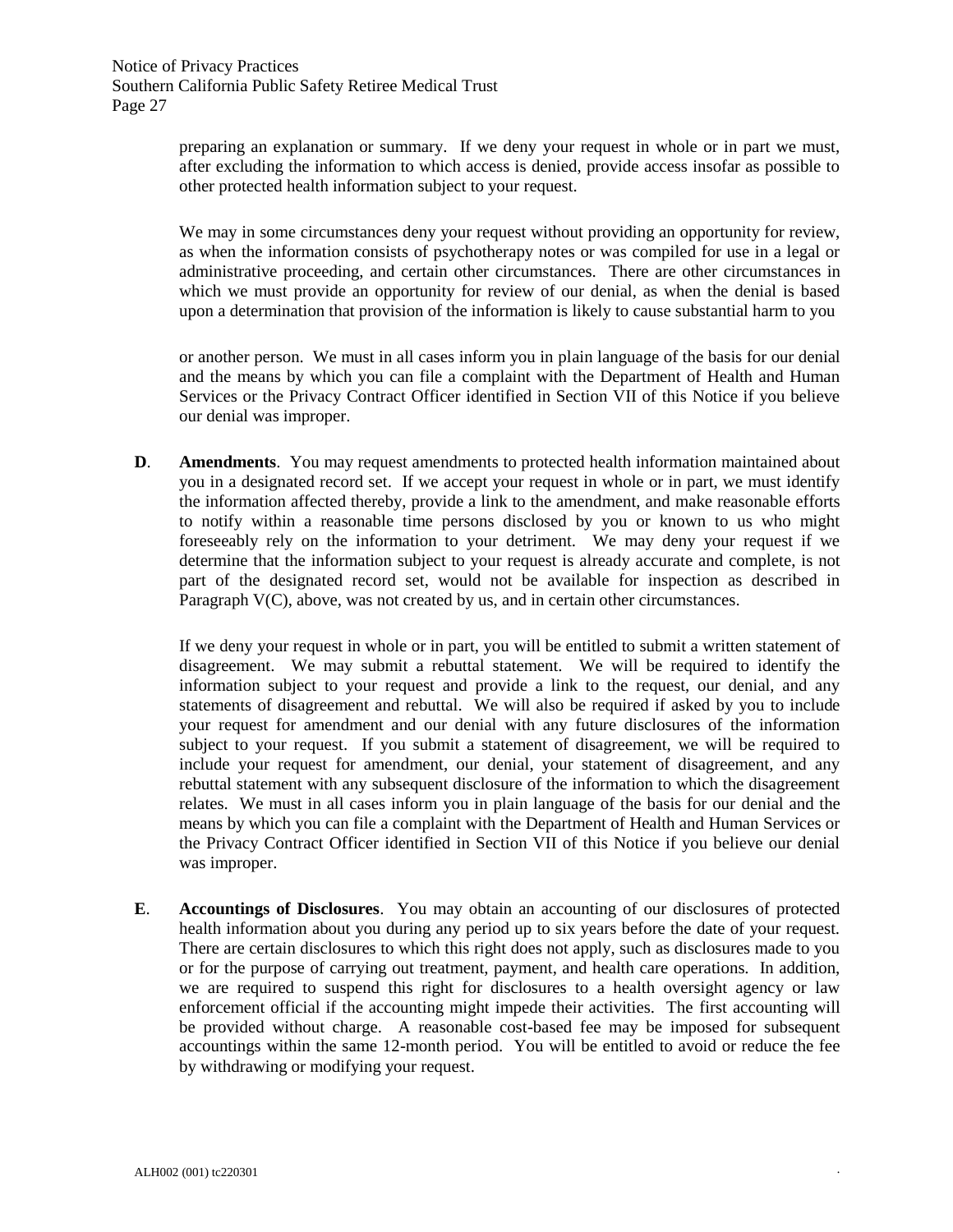preparing an explanation or summary. If we deny your request in whole or in part we must, after excluding the information to which access is denied, provide access insofar as possible to other protected health information subject to your request.

We may in some circumstances deny your request without providing an opportunity for review, as when the information consists of psychotherapy notes or was compiled for use in a legal or administrative proceeding, and certain other circumstances. There are other circumstances in which we must provide an opportunity for review of our denial, as when the denial is based upon a determination that provision of the information is likely to cause substantial harm to you or another person. We must in all cases inform you in plain language of the basis for our denial and the means by which you can file a complaint with the Department of Health and Human Services or the Privacy Contract Officer identified in Section VII of this Notice if you believe our denial was improper.

**D**. **Amendments**. You may request amendments to protected health information maintained about you in a designated record set. If we accept your request in whole or in part, we must identify the information affected thereby, provide a link to the amendment, and make reasonable efforts to notify within a reasonable time persons disclosed by you or known to us who might foreseeably rely on the information to your detriment. We may deny your request if we determine that the information subject to your request is already accurate and complete, is not part of the designated record set, would not be available for inspection as described in Paragraph V(C), above, was not created by us, and in certain other circumstances.

If we deny your request in whole or in part, you will be entitled to submit a written statement of disagreement. We may submit a rebuttal statement. We will be required to identify the information subject to your request and provide a link to the request, our denial, and any statements of disagreement and rebuttal. We will also be required if asked by you to include your request for amendment and our denial with any future disclosures of the information subject to your request. If you submit a statement of disagreement, we will be required to include your request for amendment, our denial, your statement of disagreement, and any rebuttal statement with any subsequent disclosure of the information to which the disagreement relates. We must in all cases inform you in plain language of the basis for our denial and the means by which you can file a complaint with the Department of Health and Human Services or the Privacy Contract Officer identified in Section VII of this Notice if you believe our denial was improper.

**E**. **Accountings of Disclosures**. You may obtain an accounting of our disclosures of protected health information about you during any period up to six years before the date of your request. There are certain disclosures to which this right does not apply, such as disclosures made to you or for the purpose of carrying out treatment, payment, and health care operations. In addition, we are required to suspend this right for disclosures to a health oversight agency or law enforcement official if the accounting might impede their activities. The first accounting will be provided without charge. A reasonable cost-based fee may be imposed for subsequent accountings within the same 12-month period. You will be entitled to avoid or reduce the fee by withdrawing or modifying your request.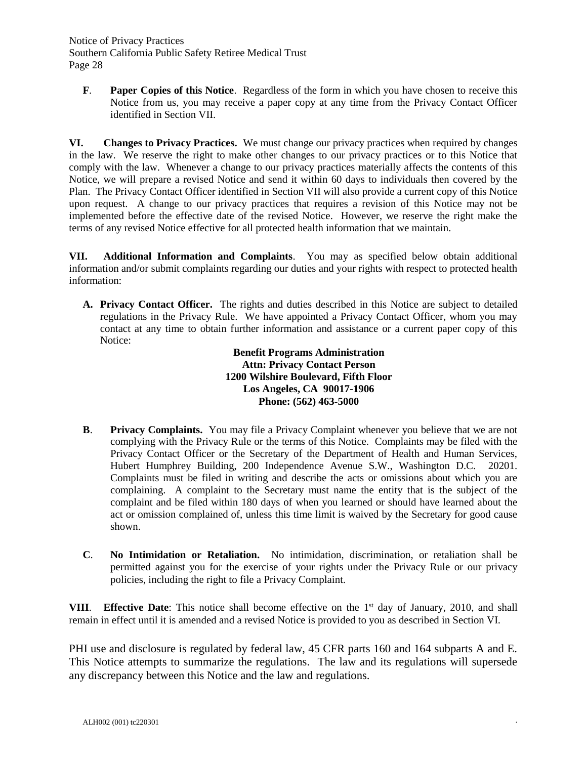**F**. **Paper Copies of this Notice**. Regardless of the form in which you have chosen to receive this Notice from us, you may receive a paper copy at any time from the Privacy Contact Officer identified in Section VII.

**VI. Changes to Privacy Practices.** We must change our privacy practices when required by changes in the law. We reserve the right to make other changes to our privacy practices or to this Notice that comply with the law. Whenever a change to our privacy practices materially affects the contents of this Notice, we will prepare a revised Notice and send it within 60 days to individuals then covered by the Plan. The Privacy Contact Officer identified in Section VII will also provide a current copy of this Notice upon request. A change to our privacy practices that requires a revision of this Notice may not be implemented before the effective date of the revised Notice. However, we reserve the right make the terms of any revised Notice effective for all protected health information that we maintain.

**VII. Additional Information and Complaints**. You may as specified below obtain additional information and/or submit complaints regarding our duties and your rights with respect to protected health information:

**A. Privacy Contact Officer.** The rights and duties described in this Notice are subject to detailed regulations in the Privacy Rule. We have appointed a Privacy Contact Officer, whom you may contact at any time to obtain further information and assistance or a current paper copy of this Notice:

**Benefit Programs Administration**
**Attn: Privacy Contact Person**
**1200 Wilshire Boulevard, Fifth Floor**
**Los Angeles, CA 90017-1906**
**Phone: (562) 463-5000**

**B**. **Privacy Complaints.** You may file a Privacy Complaint whenever you believe that we are not complying with the Privacy Rule or the terms of this Notice. Complaints may be filed with the Privacy Contact Officer or the Secretary of the Department of Health and Human Services, Hubert Humphrey Building, 200 Independence Avenue S.W., Washington D.C. 20201. Complaints must be filed in writing and describe the acts or omissions about which you are complaining. A complaint to the Secretary must name the entity that is the subject of the complaint and be filed within 180 days of when you learned or should have learned about the act or omission complained of, unless this time limit is waived by the Secretary for good cause shown.

**C**. **No Intimidation or Retaliation.** No intimidation, discrimination, or retaliation shall be permitted against you for the exercise of your rights under the Privacy Rule or our privacy policies, including the right to file a Privacy Complaint.

**VIII**. **Effective Date**: This notice shall become effective on the 1st day of January, 2010, and shall remain in effect until it is amended and a revised Notice is provided to you as described in Section VI.

PHI use and disclosure is regulated by federal law, 45 CFR parts 160 and 164 subparts A and E. This Notice attempts to summarize the regulations. The law and its regulations will supersede any discrepancy between this Notice and the law and regulations.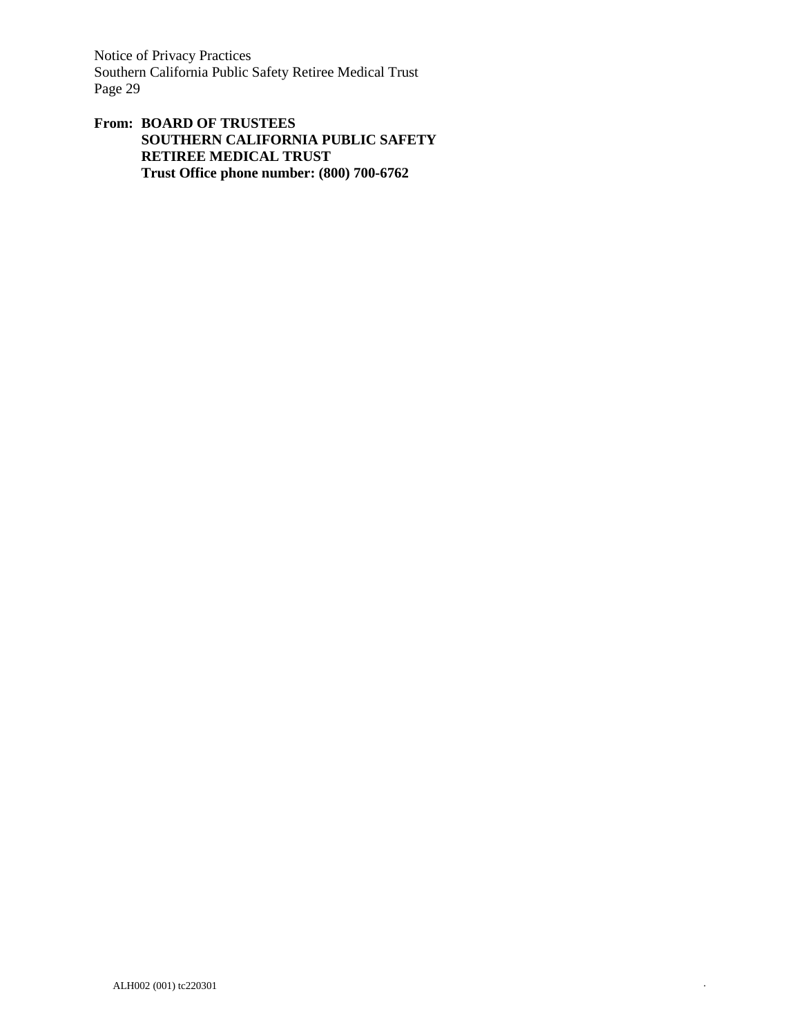**From: BOARD OF TRUSTEES**
**SOUTHERN CALIFORNIA PUBLIC SAFETY**
**RETIREE MEDICAL TRUST**
**Trust Office phone number: (800) 700-6762**